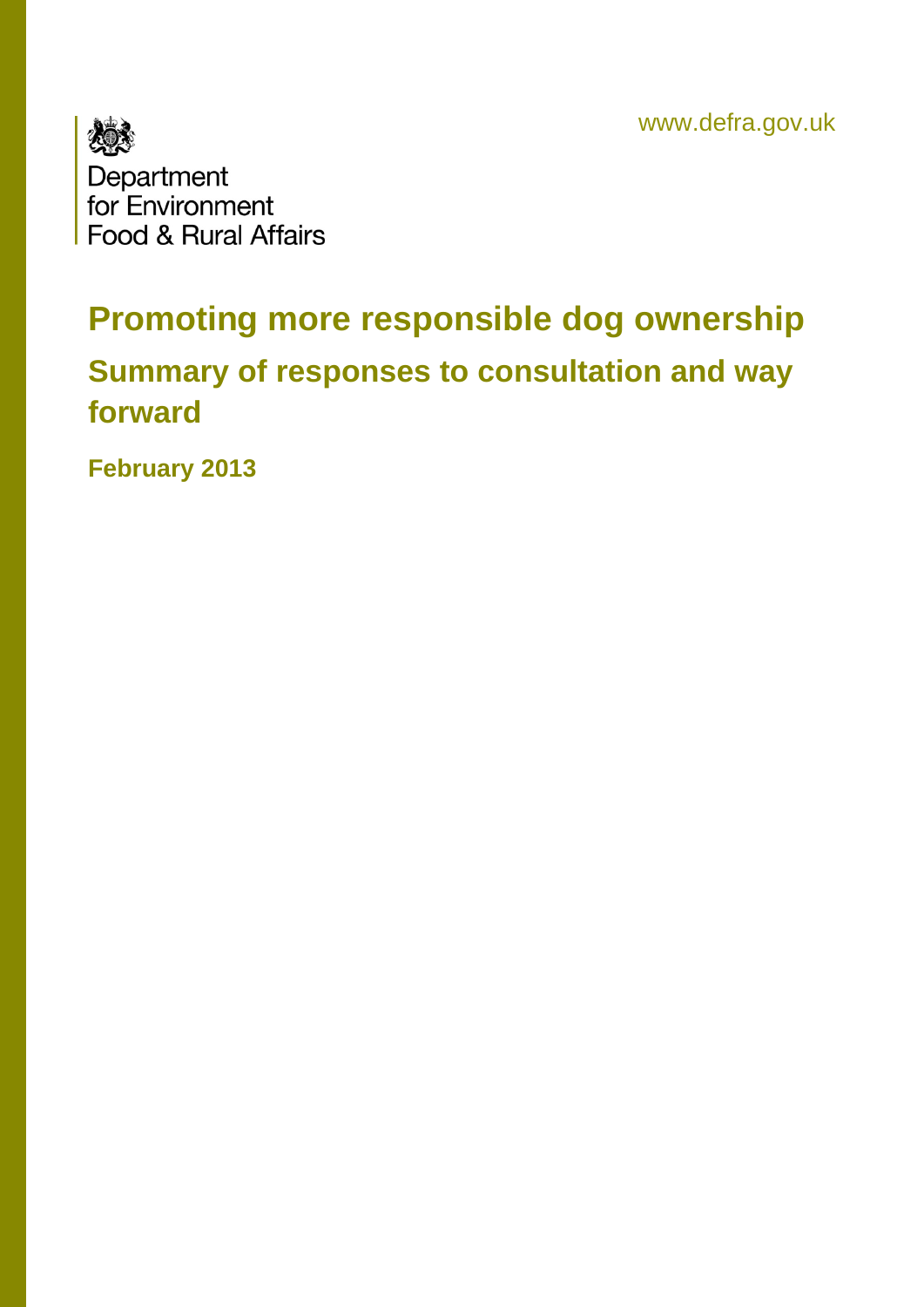www.defra.gov.uk

Department for Environment Food & Rural Affairs

# Promoting more responsible dog ownership

## Summary of responses to consultation and way forward

**February 2013**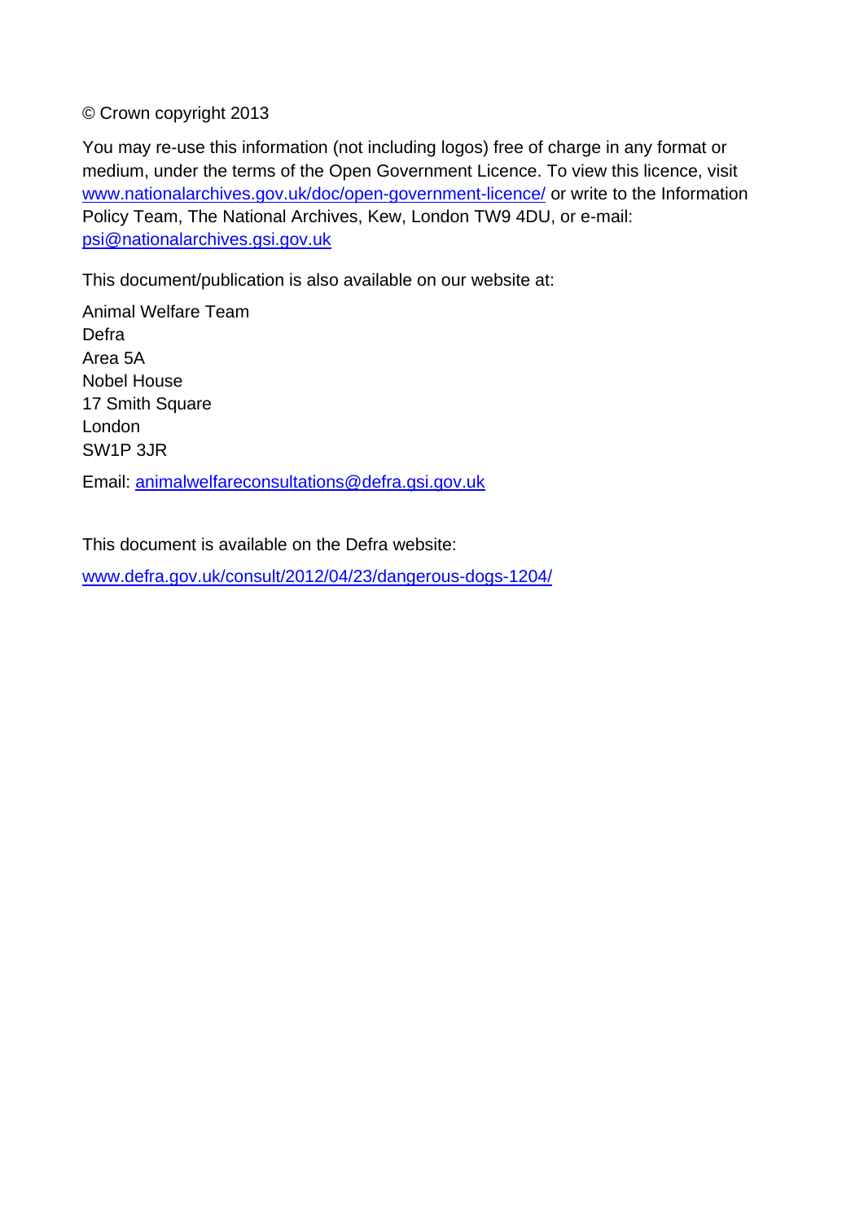© Crown copyright 2013

You may re-use this information (not including logos) free of charge in any format or medium, under the terms of the Open Government Licence. To view this licence, visit www.nationalarchives.gov.uk/doc/open-government-licence/ or write to the Information Policy Team, The National Archives, Kew, London TW9 4DU, or e-mail: psi@nationalarchives.gsi.gov.uk

This document/publication is also available on our website at:

Animal Welfare Team
Defra
Area 5A
Nobel House
17 Smith Square
London
SW1P 3JR

Email: animalwelfareconsultations@defra.gsi.gov.uk

This document is available on the Defra website:

www.defra.gov.uk/consult/2012/04/23/dangerous-dogs-1204/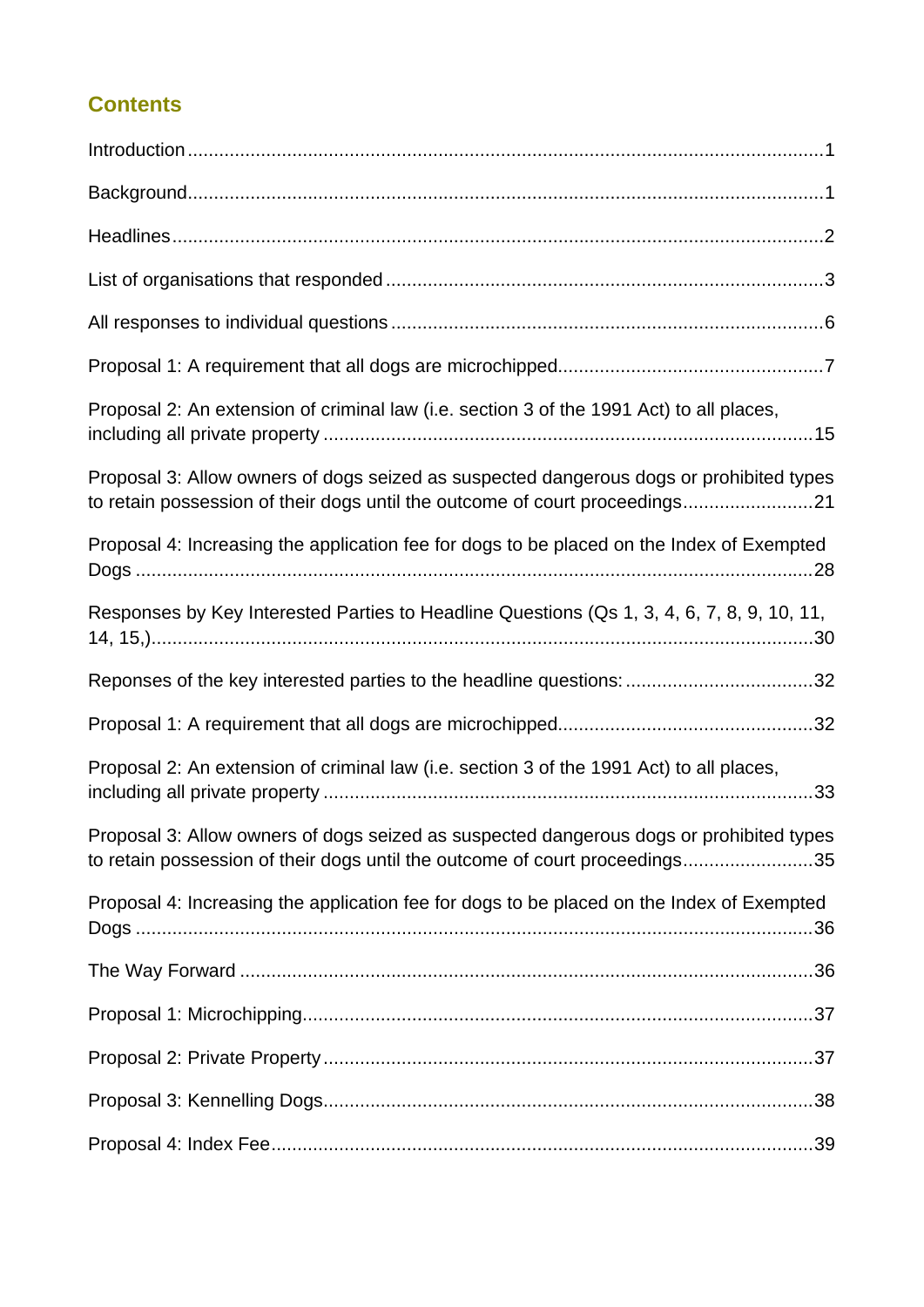## Contents

Introduction ........................................................................................................................1

Background.........................................................................................................................1

Headlines............................................................................................................................2

List of organisations that responded ..................................................................................3

All responses to individual questions ..................................................................................6

Proposal 1: A requirement that all dogs are microchipped..................................................7

Proposal 2: An extension of criminal law (i.e. section 3 of the 1991 Act) to all places, including all private property ..............................................................................................15

Proposal 3: Allow owners of dogs seized as suspected dangerous dogs or prohibited types to retain possession of their dogs until the outcome of court proceedings.........................21

Proposal 4: Increasing the application fee for dogs to be placed on the Index of Exempted Dogs ..................................................................................................................................28

Responses by Key Interested Parties to Headline Questions (Qs 1, 3, 4, 6, 7, 8, 9, 10, 11, 14, 15,).............................................................................................................................30

Reponses of the key interested parties to the headline questions: ...................................32

Proposal 1: A requirement that all dogs are microchipped................................................32

Proposal 2: An extension of criminal law (i.e. section 3 of the 1991 Act) to all places, including all private property .............................................................................................33

Proposal 3: Allow owners of dogs seized as suspected dangerous dogs or prohibited types to retain possession of their dogs until the outcome of court proceedings.........................35

Proposal 4: Increasing the application fee for dogs to be placed on the Index of Exempted Dogs .................................................................................................................................36

The Way Forward .............................................................................................................36

Proposal 1: Microchipping.................................................................................................37

Proposal 2: Private Property .............................................................................................37

Proposal 3: Kennelling Dogs.............................................................................................38

Proposal 4: Index Fee.......................................................................................................39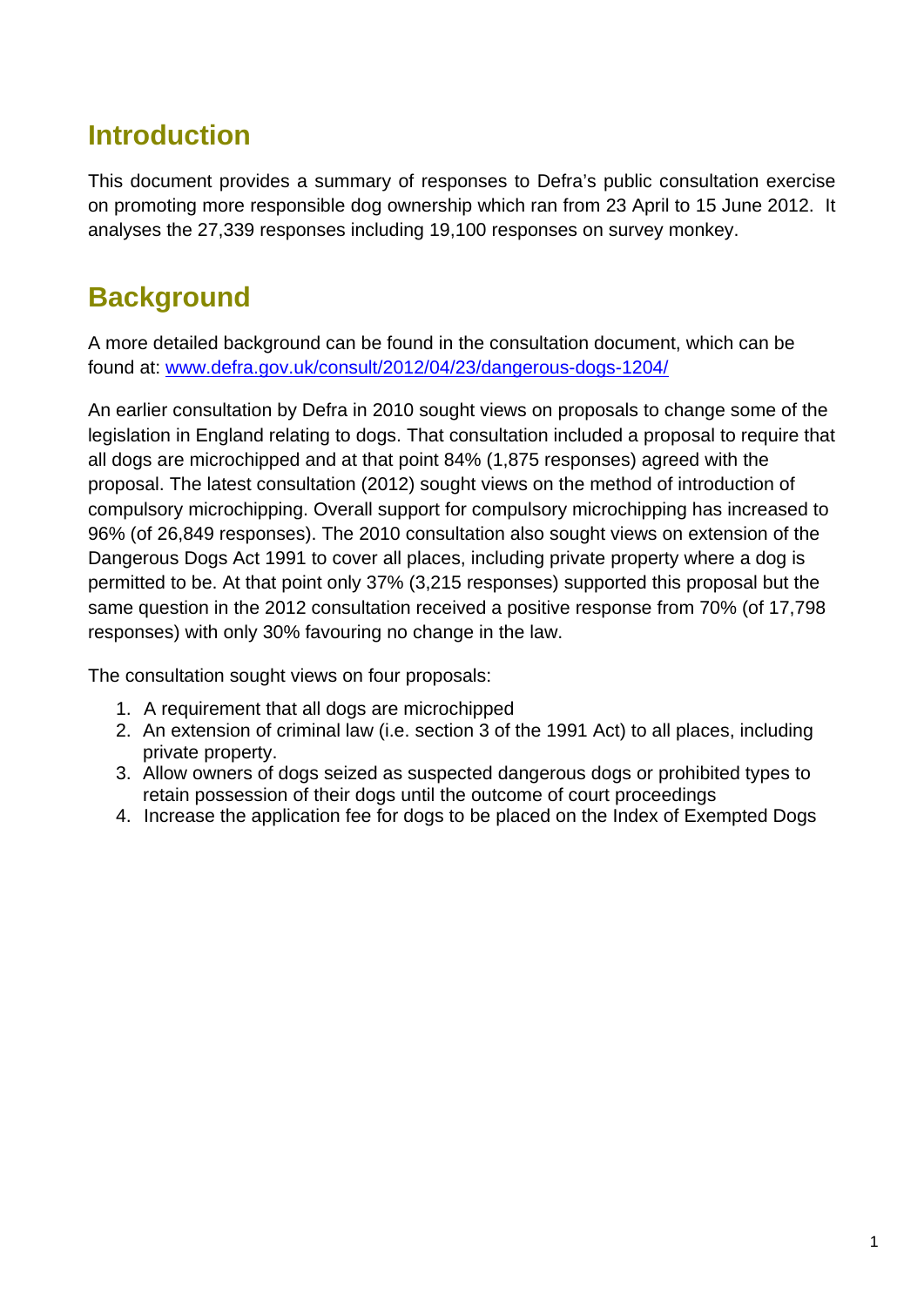## Introduction

This document provides a summary of responses to Defra's public consultation exercise on promoting more responsible dog ownership which ran from 23 April to 15 June 2012. It analyses the 27,339 responses including 19,100 responses on survey monkey.

## Background

A more detailed background can be found in the consultation document, which can be found at: [www.defra.gov.uk/consult/2012/04/23/dangerous-dogs-1204/](http://www.defra.gov.uk/consult/2012/04/23/dangerous-dogs-1204/)

An earlier consultation by Defra in 2010 sought views on proposals to change some of the legislation in England relating to dogs. That consultation included a proposal to require that all dogs are microchipped and at that point 84% (1,875 responses) agreed with the proposal. The latest consultation (2012) sought views on the method of introduction of compulsory microchipping. Overall support for compulsory microchipping has increased to 96% (of 26,849 responses). The 2010 consultation also sought views on extension of the Dangerous Dogs Act 1991 to cover all places, including private property where a dog is permitted to be. At that point only 37% (3,215 responses) supported this proposal but the same question in the 2012 consultation received a positive response from 70% (of 17,798 responses) with only 30% favouring no change in the law.

The consultation sought views on four proposals:

1. A requirement that all dogs are microchipped
2. An extension of criminal law (i.e. section 3 of the 1991 Act) to all places, including private property.
3. Allow owners of dogs seized as suspected dangerous dogs or prohibited types to retain possession of their dogs until the outcome of court proceedings
4. Increase the application fee for dogs to be placed on the Index of Exempted Dogs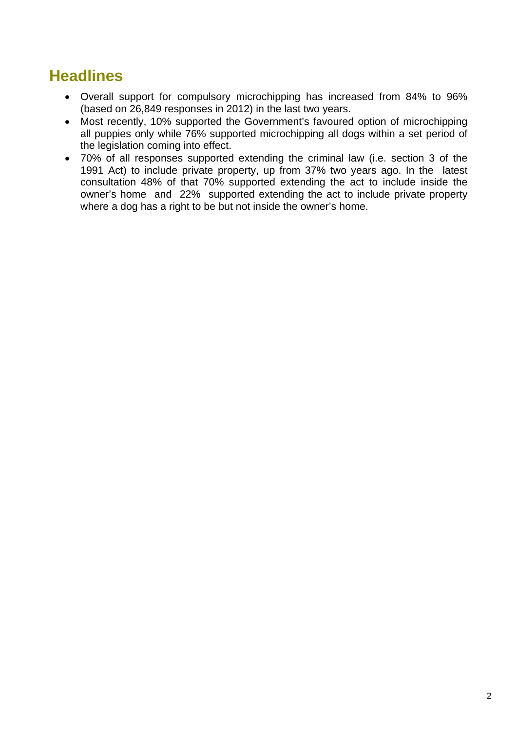## Headlines

- Overall support for compulsory microchipping has increased from 84% to 96% (based on 26,849 responses in 2012) in the last two years.
- Most recently, 10% supported the Government's favoured option of microchipping all puppies only while 76% supported microchipping all dogs within a set period of the legislation coming into effect.
- 70% of all responses supported extending the criminal law (i.e. section 3 of the 1991 Act) to include private property, up from 37% two years ago. In the latest consultation 48% of that 70% supported extending the act to include inside the owner's home and 22% supported extending the act to include private property where a dog has a right to be but not inside the owner's home.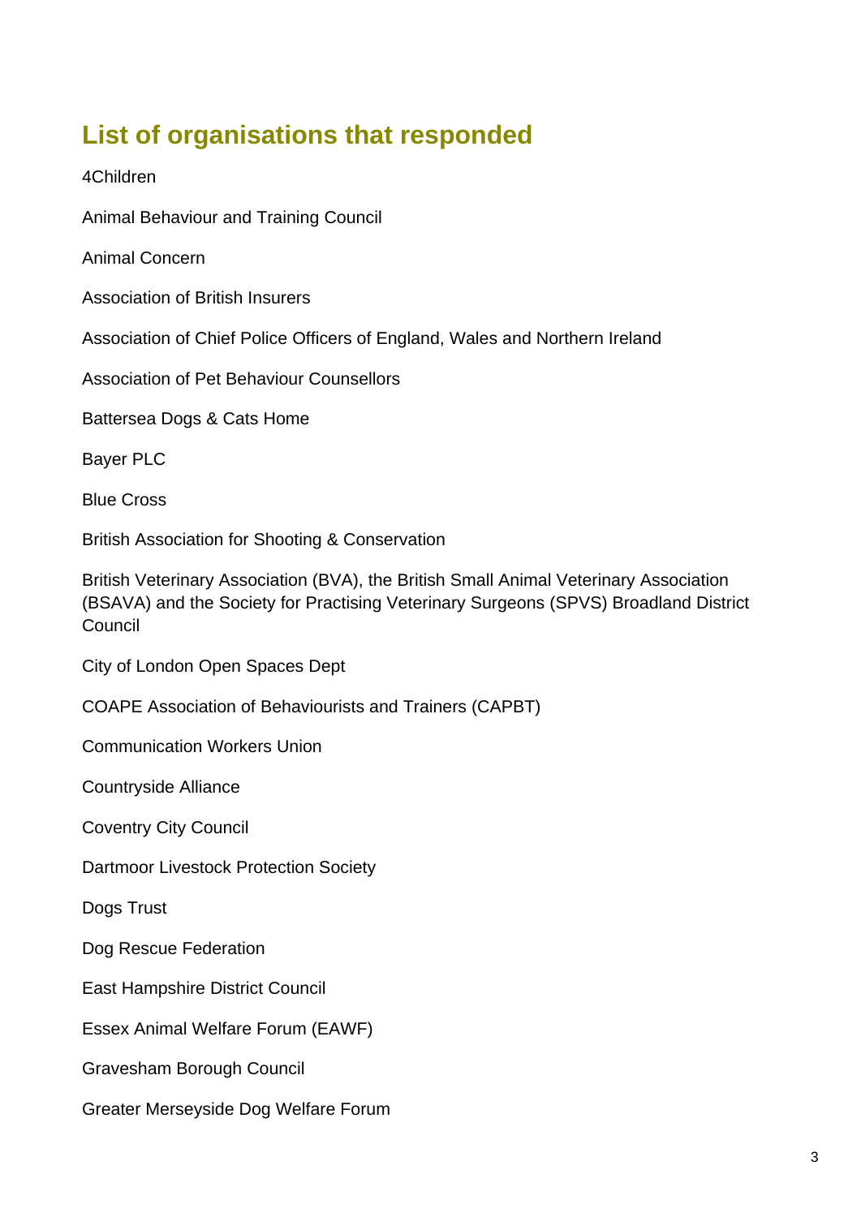## List of organisations that responded

4Children

Animal Behaviour and Training Council

Animal Concern

Association of British Insurers

Association of Chief Police Officers of England, Wales and Northern Ireland

Association of Pet Behaviour Counsellors

Battersea Dogs & Cats Home

Bayer PLC

Blue Cross

British Association for Shooting & Conservation

British Veterinary Association (BVA), the British Small Animal Veterinary Association (BSAVA) and the Society for Practising Veterinary Surgeons (SPVS) Broadland District Council

City of London Open Spaces Dept

COAPE Association of Behaviourists and Trainers (CAPBT)

Communication Workers Union

Countryside Alliance

Coventry City Council

Dartmoor Livestock Protection Society

Dogs Trust

Dog Rescue Federation

East Hampshire District Council

Essex Animal Welfare Forum (EAWF)

Gravesham Borough Council

Greater Merseyside Dog Welfare Forum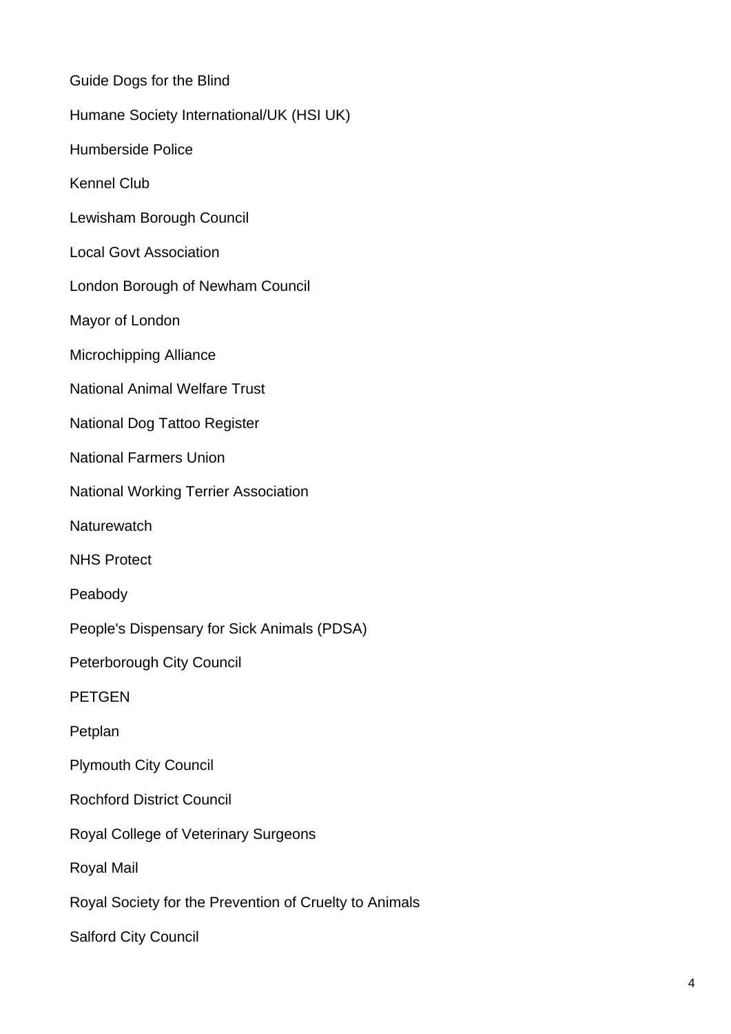Guide Dogs for the Blind

Humane Society International/UK (HSI UK)

Humberside Police

Kennel Club

Lewisham Borough Council

Local Govt Association

London Borough of Newham Council

Mayor of London

Microchipping Alliance

National Animal Welfare Trust

National Dog Tattoo Register

National Farmers Union

National Working Terrier Association

Naturewatch

NHS Protect

Peabody

People's Dispensary for Sick Animals (PDSA)

Peterborough City Council

PETGEN

Petplan

Plymouth City Council

Rochford District Council

Royal College of Veterinary Surgeons

Royal Mail

Royal Society for the Prevention of Cruelty to Animals

Salford City Council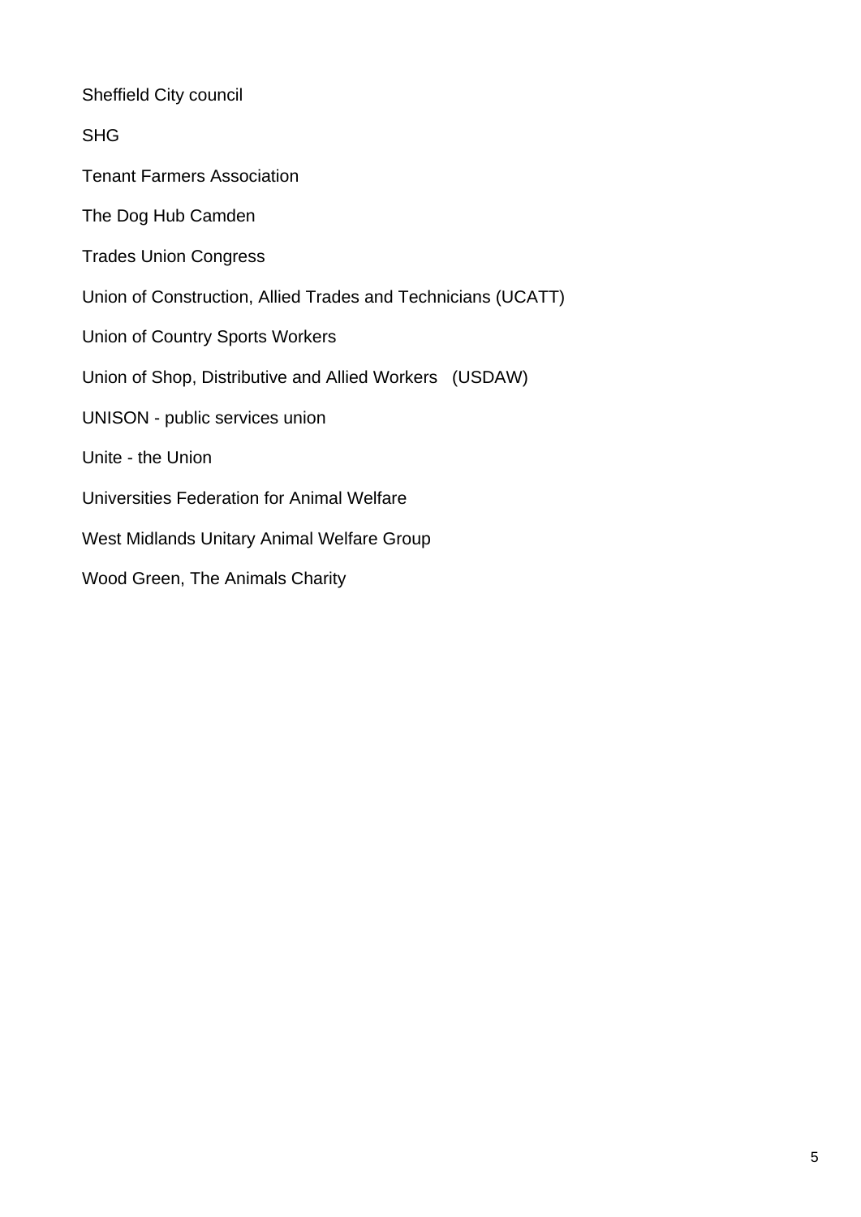Sheffield City council

SHG

Tenant Farmers Association

The Dog Hub Camden

Trades Union Congress

Union of Construction, Allied Trades and Technicians (UCATT)

Union of Country Sports Workers

Union of Shop, Distributive and Allied Workers (USDAW)

UNISON - public services union

Unite - the Union

Universities Federation for Animal Welfare

West Midlands Unitary Animal Welfare Group

Wood Green, The Animals Charity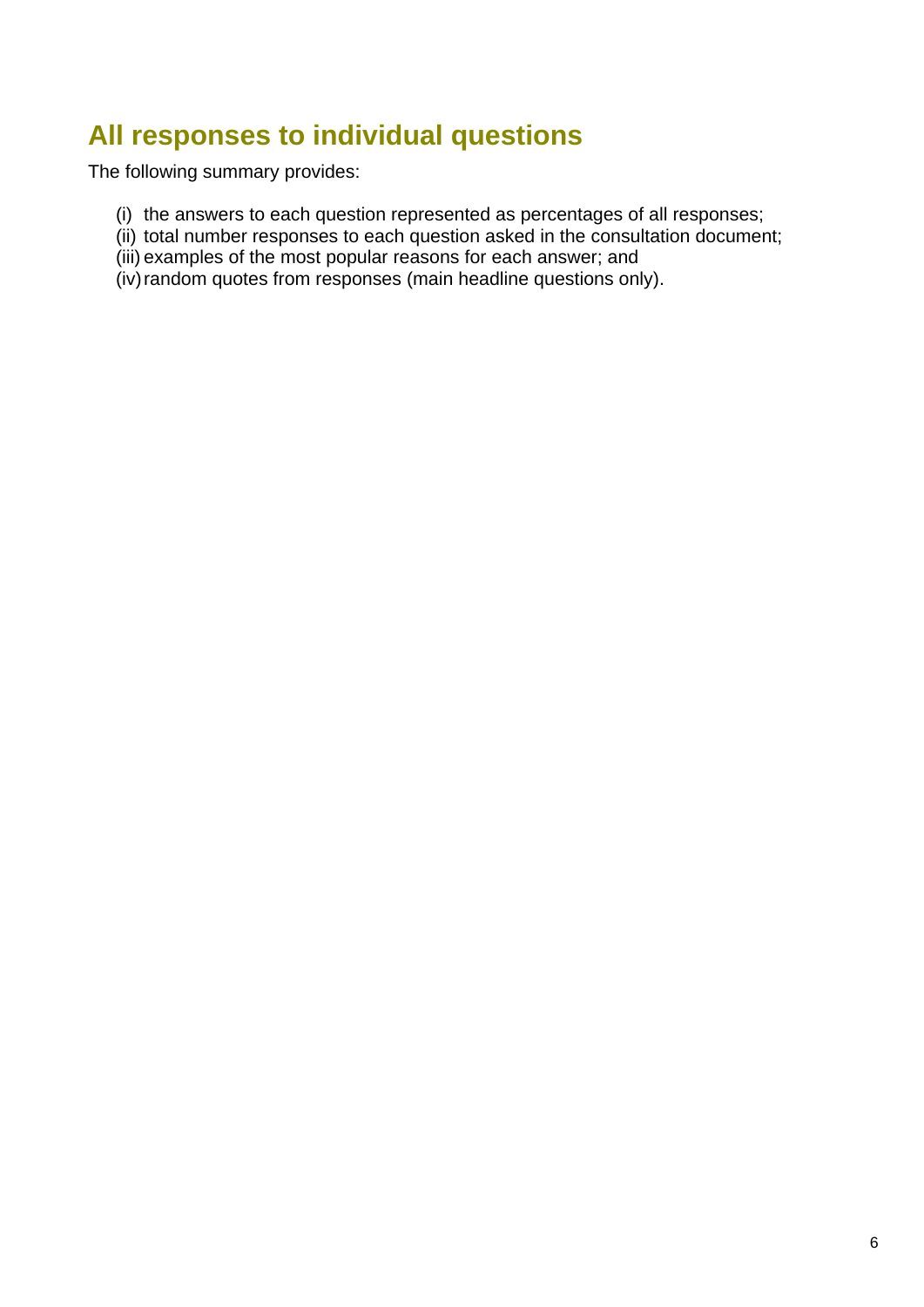## All responses to individual questions

The following summary provides:

(i) the answers to each question represented as percentages of all responses;
(ii) total number responses to each question asked in the consultation document;
(iii) examples of the most popular reasons for each answer; and
(iv) random quotes from responses (main headline questions only).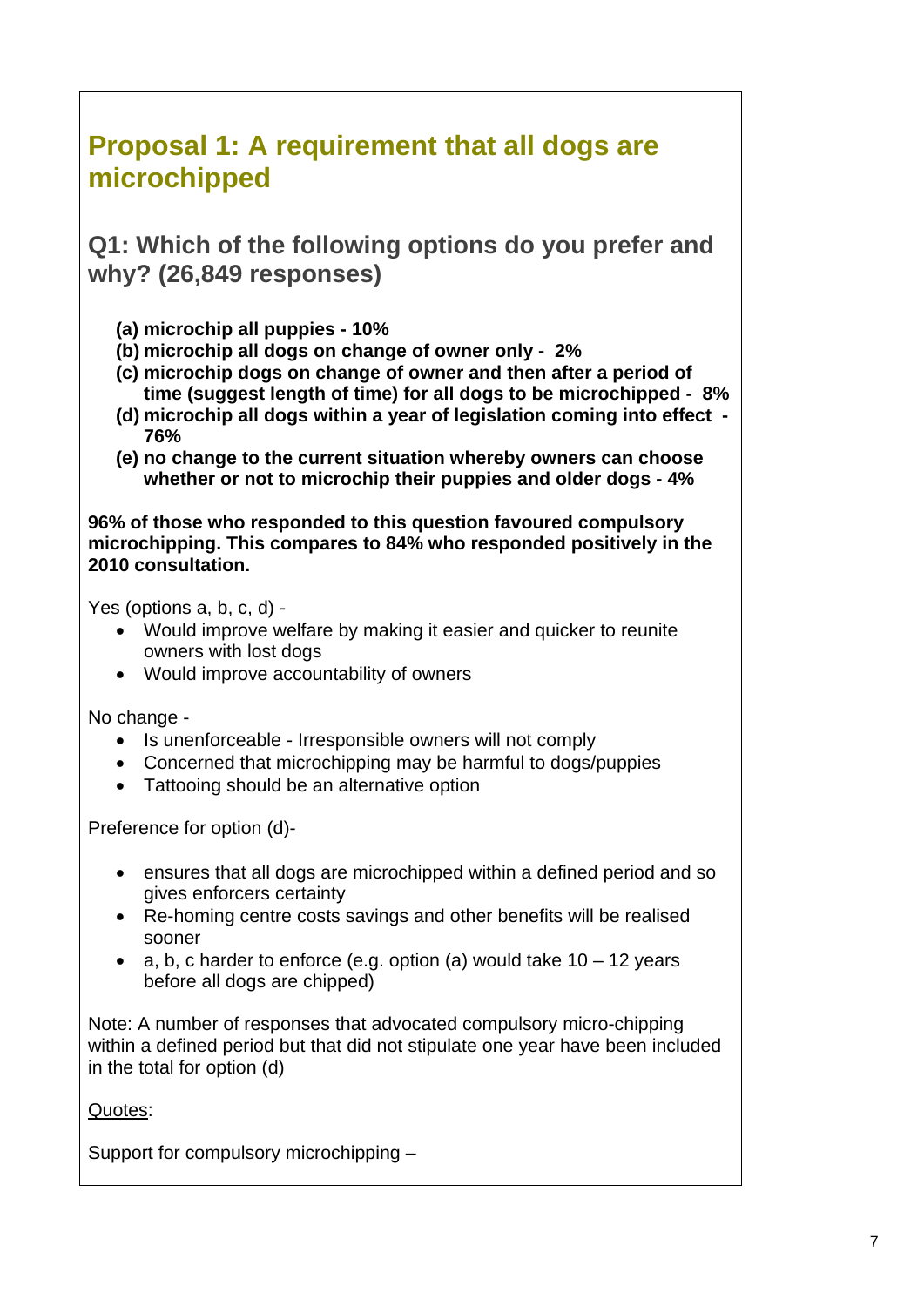## Proposal 1: A requirement that all dogs are microchipped

### Q1: Which of the following options do you prefer and why? (26,849 responses)

- **(a) microchip all puppies - 10%**
- **(b) microchip all dogs on change of owner only - 2%**
- **(c) microchip dogs on change of owner and then after a period of time (suggest length of time) for all dogs to be microchipped - 8%**
- **(d) microchip all dogs within a year of legislation coming into effect - 76%**
- **(e) no change to the current situation whereby owners can choose whether or not to microchip their puppies and older dogs - 4%**

**96% of those who responded to this question favoured compulsory microchipping. This compares to 84% who responded positively in the 2010 consultation.**

Yes (options a, b, c, d) -

- Would improve welfare by making it easier and quicker to reunite owners with lost dogs
- Would improve accountability of owners

No change -

- Is unenforceable - Irresponsible owners will not comply
- Concerned that microchipping may be harmful to dogs/puppies
- Tattooing should be an alternative option

Preference for option (d)-

- ensures that all dogs are microchipped within a defined period and so gives enforcers certainty
- Re-homing centre costs savings and other benefits will be realised sooner
- a, b, c harder to enforce (e.g. option (a) would take 10 – 12 years before all dogs are chipped)

Note: A number of responses that advocated compulsory micro-chipping within a defined period but that did not stipulate one year have been included in the total for option (d)

<u>Quotes</u>:

Support for compulsory microchipping –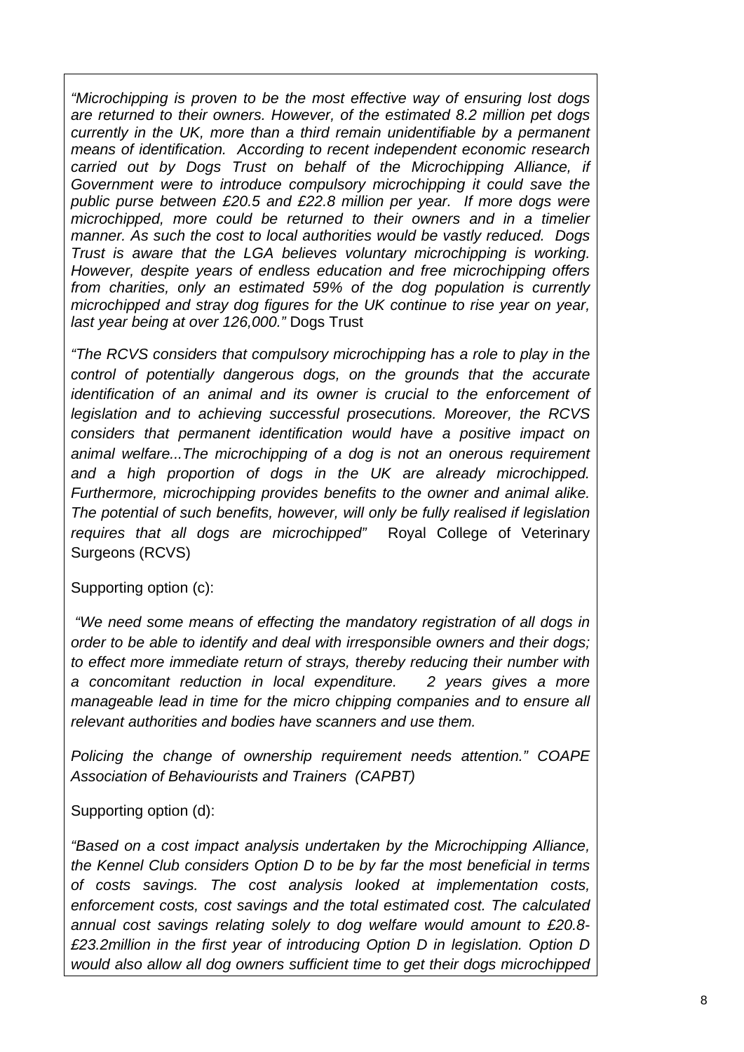*"Microchipping is proven to be the most effective way of ensuring lost dogs are returned to their owners. However, of the estimated 8.2 million pet dogs currently in the UK, more than a third remain unidentifiable by a permanent means of identification. According to recent independent economic research carried out by Dogs Trust on behalf of the Microchipping Alliance, if Government were to introduce compulsory microchipping it could save the public purse between £20.5 and £22.8 million per year. If more dogs were microchipped, more could be returned to their owners and in a timelier manner. As such the cost to local authorities would be vastly reduced. Dogs Trust is aware that the LGA believes voluntary microchipping is working. However, despite years of endless education and free microchipping offers from charities, only an estimated 59% of the dog population is currently microchipped and stray dog figures for the UK continue to rise year on year, last year being at over 126,000."* Dogs Trust

*"The RCVS considers that compulsory microchipping has a role to play in the control of potentially dangerous dogs, on the grounds that the accurate identification of an animal and its owner is crucial to the enforcement of legislation and to achieving successful prosecutions. Moreover, the RCVS considers that permanent identification would have a positive impact on animal welfare...The microchipping of a dog is not an onerous requirement and a high proportion of dogs in the UK are already microchipped. Furthermore, microchipping provides benefits to the owner and animal alike. The potential of such benefits, however, will only be fully realised if legislation requires that all dogs are microchipped"* Royal College of Veterinary Surgeons (RCVS)

Supporting option (c):

*"We need some means of effecting the mandatory registration of all dogs in order to be able to identify and deal with irresponsible owners and their dogs; to effect more immediate return of strays, thereby reducing their number with a concomitant reduction in local expenditure. 2 years gives a more manageable lead in time for the micro chipping companies and to ensure all relevant authorities and bodies have scanners and use them.*

*Policing the change of ownership requirement needs attention." COAPE Association of Behaviourists and Trainers (CAPBT)*

Supporting option (d):

*"Based on a cost impact analysis undertaken by the Microchipping Alliance, the Kennel Club considers Option D to be by far the most beneficial in terms of costs savings. The cost analysis looked at implementation costs, enforcement costs, cost savings and the total estimated cost. The calculated annual cost savings relating solely to dog welfare would amount to £20.8-£23.2million in the first year of introducing Option D in legislation. Option D would also allow all dog owners sufficient time to get their dogs microchipped*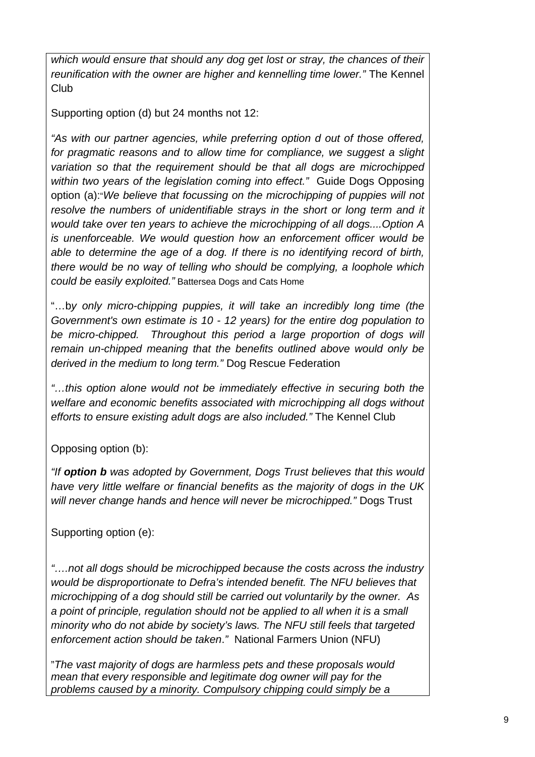*which would ensure that should any dog get lost or stray, the chances of their reunification with the owner are higher and kennelling time lower."* The Kennel Club

Supporting option (d) but 24 months not 12:

*"As with our partner agencies, while preferring option d out of those offered, for pragmatic reasons and to allow time for compliance, we suggest a slight variation so that the requirement should be that all dogs are microchipped within two years of the legislation coming into effect."* Guide Dogs Opposing option (a):"*We believe that focussing on the microchipping of puppies will not resolve the numbers of unidentifiable strays in the short or long term and it would take over ten years to achieve the microchipping of all dogs....Option A is unenforceable. We would question how an enforcement officer would be able to determine the age of a dog. If there is no identifying record of birth, there would be no way of telling who should be complying, a loophole which could be easily exploited."* Battersea Dogs and Cats Home

"…b*y only micro-chipping puppies, it will take an incredibly long time (the Government's own estimate is 10 - 12 years) for the entire dog population to be micro-chipped. Throughout this period a large proportion of dogs will remain un-chipped meaning that the benefits outlined above would only be derived in the medium to long term."* Dog Rescue Federation

*"…this option alone would not be immediately effective in securing both the welfare and economic benefits associated with microchipping all dogs without efforts to ensure existing adult dogs are also included."* The Kennel Club

Opposing option (b):

*"If **option b** was adopted by Government, Dogs Trust believes that this would have very little welfare or financial benefits as the majority of dogs in the UK will never change hands and hence will never be microchipped."* Dogs Trust

Supporting option (e):

*"….not all dogs should be microchipped because the costs across the industry would be disproportionate to Defra's intended benefit. The NFU believes that microchipping of a dog should still be carried out voluntarily by the owner. As a point of principle, regulation should not be applied to all when it is a small minority who do not abide by society's laws. The NFU still feels that targeted enforcement action should be taken*." National Farmers Union (NFU)

"*The vast majority of dogs are harmless pets and these proposals would mean that every responsible and legitimate dog owner will pay for the problems caused by a minority. Compulsory chipping could simply be a*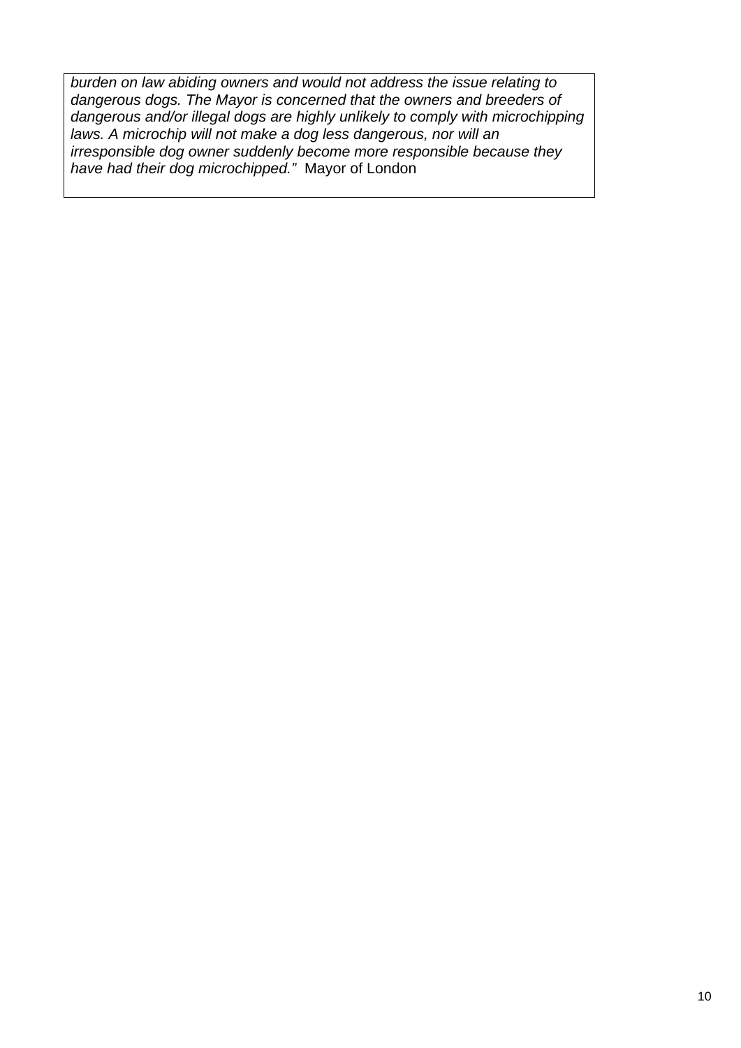*burden on law abiding owners and would not address the issue relating to dangerous dogs. The Mayor is concerned that the owners and breeders of dangerous and/or illegal dogs are highly unlikely to comply with microchipping laws. A microchip will not make a dog less dangerous, nor will an irresponsible dog owner suddenly become more responsible because they have had their dog microchipped."* Mayor of London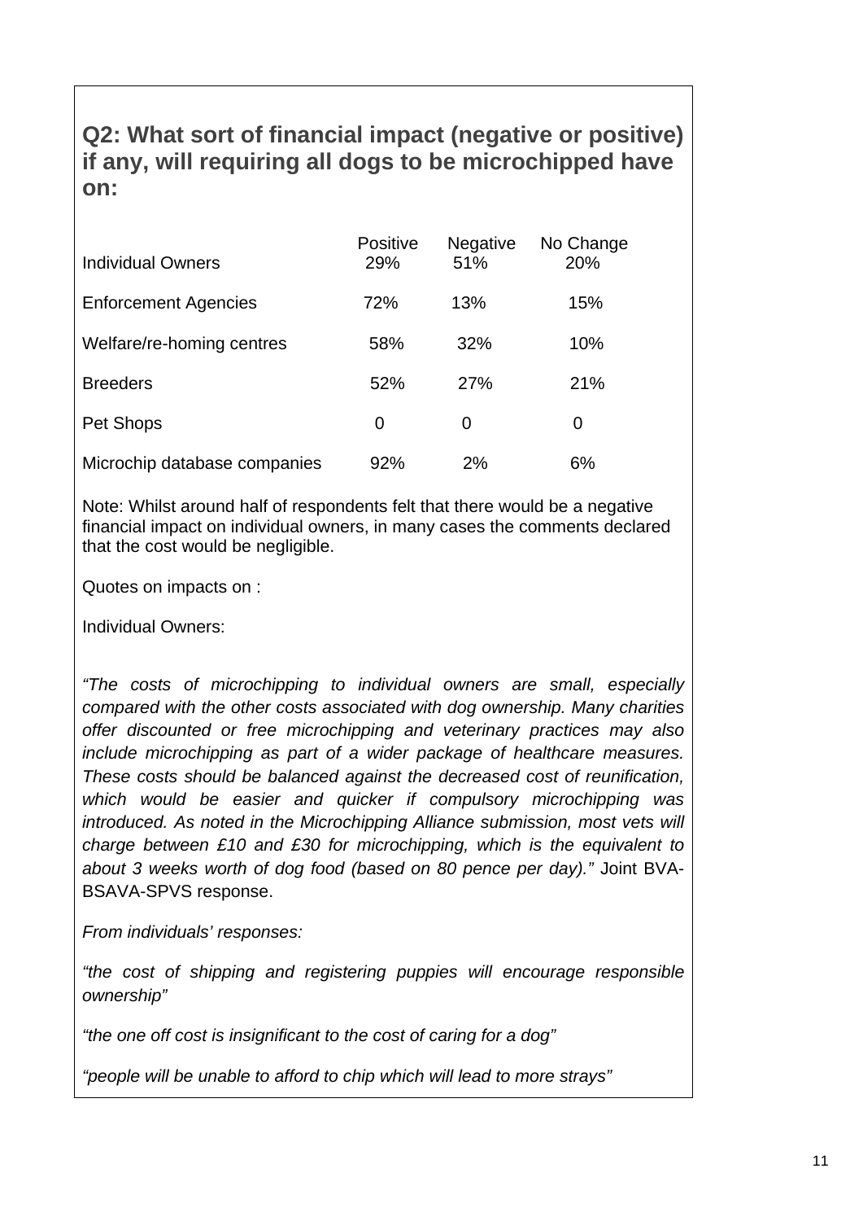## Q2: What sort of financial impact (negative or positive) if any, will requiring all dogs to be microchipped have on:

| | Positive | Negative | No Change |
|---|---|---|---|
| Individual Owners | 29% | 51% | 20% |
| Enforcement Agencies | 72% | 13% | 15% |
| Welfare/re-homing centres | 58% | 32% | 10% |
| Breeders | 52% | 27% | 21% |
| Pet Shops | 0 | 0 | 0 |
| Microchip database companies | 92% | 2% | 6% |

Note: Whilst around half of respondents felt that there would be a negative financial impact on individual owners, in many cases the comments declared that the cost would be negligible.

Quotes on impacts on :

Individual Owners:

*"The costs of microchipping to individual owners are small, especially compared with the other costs associated with dog ownership. Many charities offer discounted or free microchipping and veterinary practices may also include microchipping as part of a wider package of healthcare measures. These costs should be balanced against the decreased cost of reunification, which would be easier and quicker if compulsory microchipping was introduced. As noted in the Microchipping Alliance submission, most vets will charge between £10 and £30 for microchipping, which is the equivalent to about 3 weeks worth of dog food (based on 80 pence per day)."* Joint BVA-BSAVA-SPVS response.

*From individuals' responses:*

*"the cost of shipping and registering puppies will encourage responsible ownership"*

*"the one off cost is insignificant to the cost of caring for a dog"*

*"people will be unable to afford to chip which will lead to more strays"*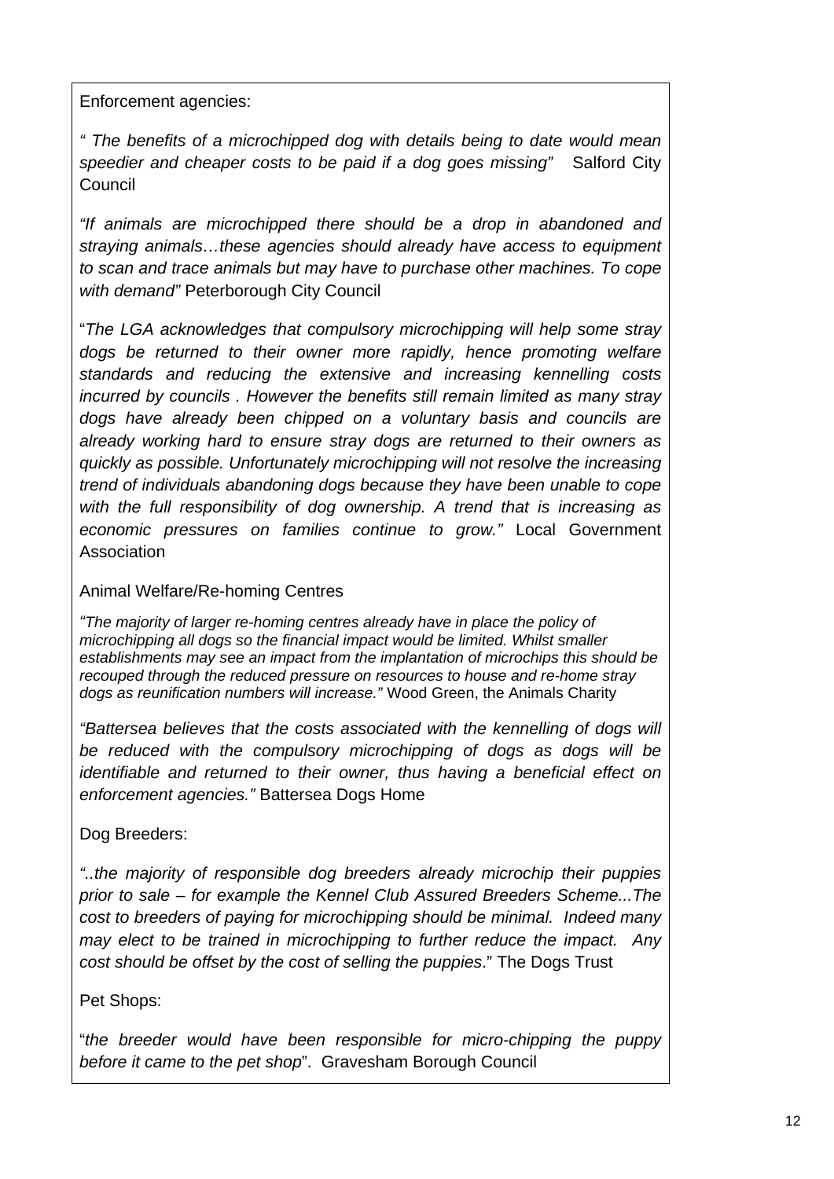Enforcement agencies:

*" The benefits of a microchipped dog with details being to date would mean speedier and cheaper costs to be paid if a dog goes missing"* Salford City Council

*"If animals are microchipped there should be a drop in abandoned and straying animals…these agencies should already have access to equipment to scan and trace animals but may have to purchase other machines. To cope with demand"* Peterborough City Council

"*The LGA acknowledges that compulsory microchipping will help some stray dogs be returned to their owner more rapidly, hence promoting welfare standards and reducing the extensive and increasing kennelling costs incurred by councils . However the benefits still remain limited as many stray dogs have already been chipped on a voluntary basis and councils are already working hard to ensure stray dogs are returned to their owners as quickly as possible. Unfortunately microchipping will not resolve the increasing trend of individuals abandoning dogs because they have been unable to cope with the full responsibility of dog ownership. A trend that is increasing as economic pressures on families continue to grow."* Local Government Association

Animal Welfare/Re-homing Centres

*"The majority of larger re-homing centres already have in place the policy of microchipping all dogs so the financial impact would be limited. Whilst smaller establishments may see an impact from the implantation of microchips this should be recouped through the reduced pressure on resources to house and re-home stray dogs as reunification numbers will increase."* Wood Green, the Animals Charity

*"Battersea believes that the costs associated with the kennelling of dogs will be reduced with the compulsory microchipping of dogs as dogs will be identifiable and returned to their owner, thus having a beneficial effect on enforcement agencies."* Battersea Dogs Home

Dog Breeders:

*"..the majority of responsible dog breeders already microchip their puppies prior to sale – for example the Kennel Club Assured Breeders Scheme...The cost to breeders of paying for microchipping should be minimal. Indeed many may elect to be trained in microchipping to further reduce the impact. Any cost should be offset by the cost of selling the puppies*." The Dogs Trust

Pet Shops:

"*the breeder would have been responsible for micro-chipping the puppy before it came to the pet shop*". Gravesham Borough Council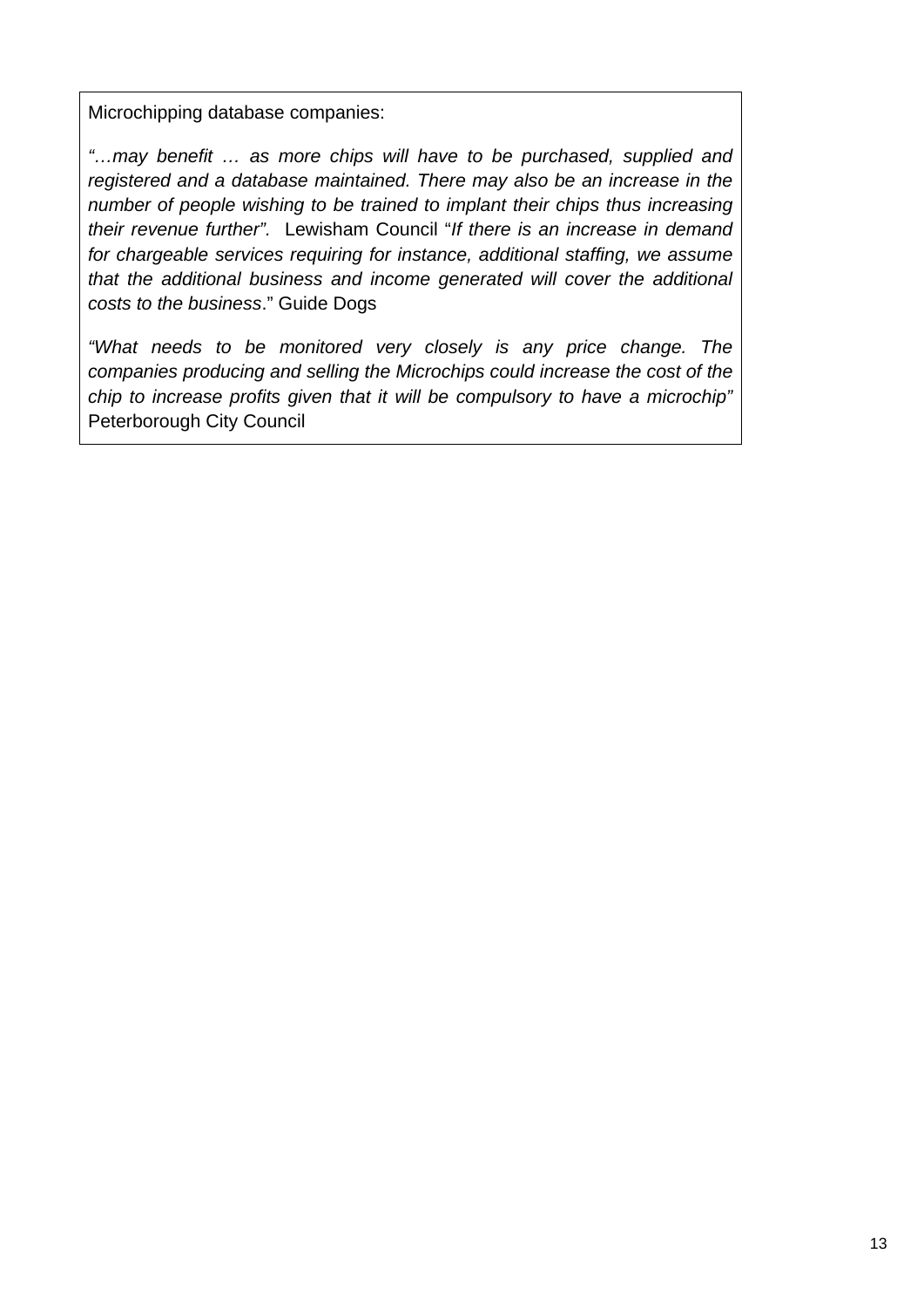Microchipping database companies:

*"…may benefit … as more chips will have to be purchased, supplied and registered and a database maintained. There may also be an increase in the number of people wishing to be trained to implant their chips thus increasing their revenue further".* Lewisham Council "*If there is an increase in demand for chargeable services requiring for instance, additional staffing, we assume that the additional business and income generated will cover the additional costs to the business*." Guide Dogs

*"What needs to be monitored very closely is any price change. The companies producing and selling the Microchips could increase the cost of the chip to increase profits given that it will be compulsory to have a microchip"* Peterborough City Council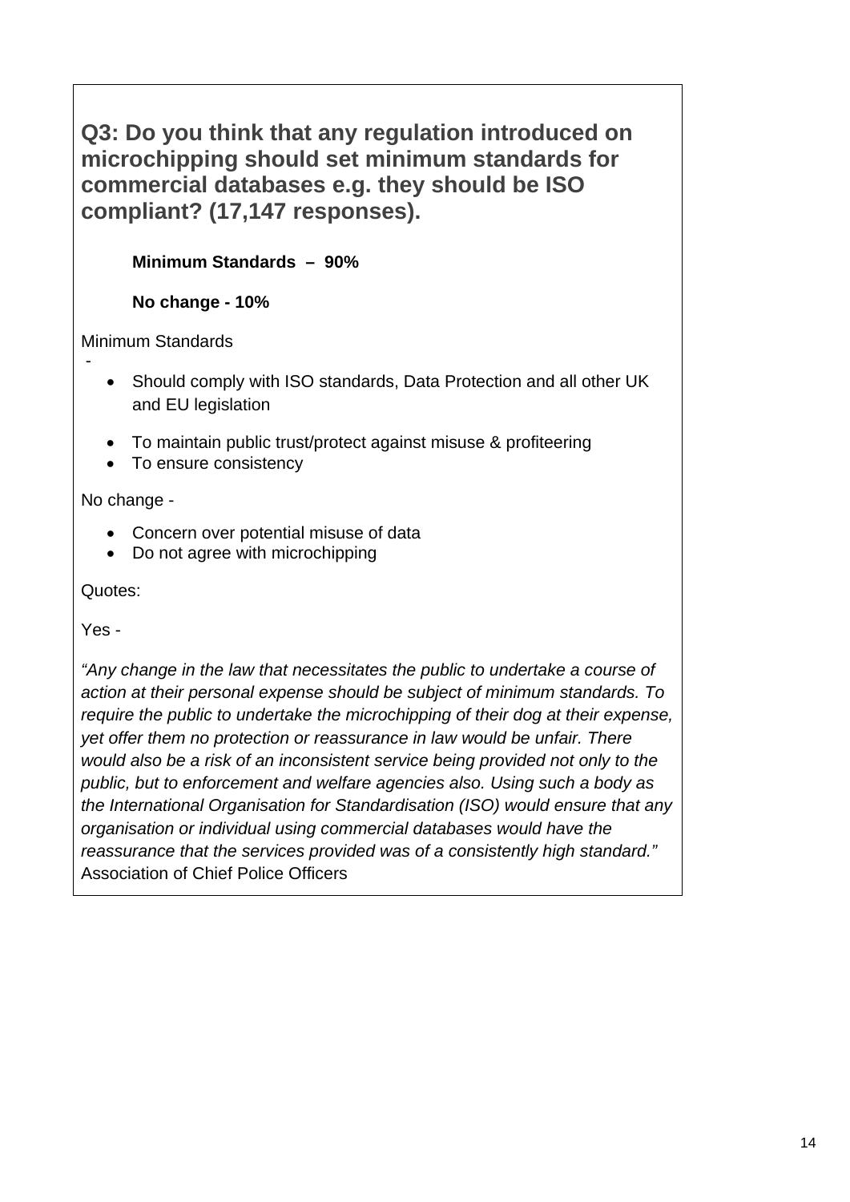## Q3: Do you think that any regulation introduced on microchipping should set minimum standards for commercial databases e.g. they should be ISO compliant? (17,147 responses).

**Minimum Standards – 90%**

**No change - 10%**

Minimum Standards -

- Should comply with ISO standards, Data Protection and all other UK and EU legislation
- To maintain public trust/protect against misuse & profiteering
- To ensure consistency

No change -

- Concern over potential misuse of data
- Do not agree with microchipping

Quotes:

Yes -

*"Any change in the law that necessitates the public to undertake a course of action at their personal expense should be subject of minimum standards. To require the public to undertake the microchipping of their dog at their expense, yet offer them no protection or reassurance in law would be unfair. There would also be a risk of an inconsistent service being provided not only to the public, but to enforcement and welfare agencies also. Using such a body as the International Organisation for Standardisation (ISO) would ensure that any organisation or individual using commercial databases would have the reassurance that the services provided was of a consistently high standard."* Association of Chief Police Officers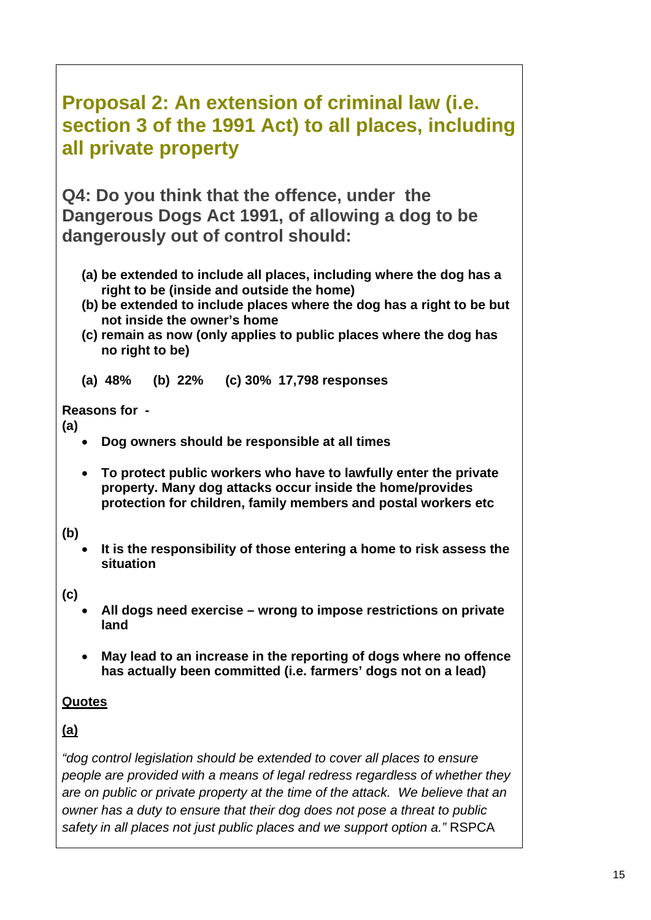## Proposal 2: An extension of criminal law (i.e. section 3 of the 1991 Act) to all places, including all private property

### Q4: Do you think that the offence, under the Dangerous Dogs Act 1991, of allowing a dog to be dangerously out of control should:

**(a) be extended to include all places, including where the dog has a right to be (inside and outside the home)**
**(b) be extended to include places where the dog has a right to be but not inside the owner's home**
**(c) remain as now (only applies to public places where the dog has no right to be)**

**(a) 48% (b) 22% (c) 30% 17,798 responses**

**Reasons for -**

**(a)**

- **Dog owners should be responsible at all times**
- **To protect public workers who have to lawfully enter the private property. Many dog attacks occur inside the home/provides protection for children, family members and postal workers etc**

**(b)**

- **It is the responsibility of those entering a home to risk assess the situation**

**(c)**

- **All dogs need exercise – wrong to impose restrictions on private land**
- **May lead to an increase in the reporting of dogs where no offence has actually been committed (i.e. farmers' dogs not on a lead)**

**Quotes**

**(a)**

*"dog control legislation should be extended to cover all places to ensure people are provided with a means of legal redress regardless of whether they are on public or private property at the time of the attack. We believe that an owner has a duty to ensure that their dog does not pose a threat to public safety in all places not just public places and we support option a."* RSPCA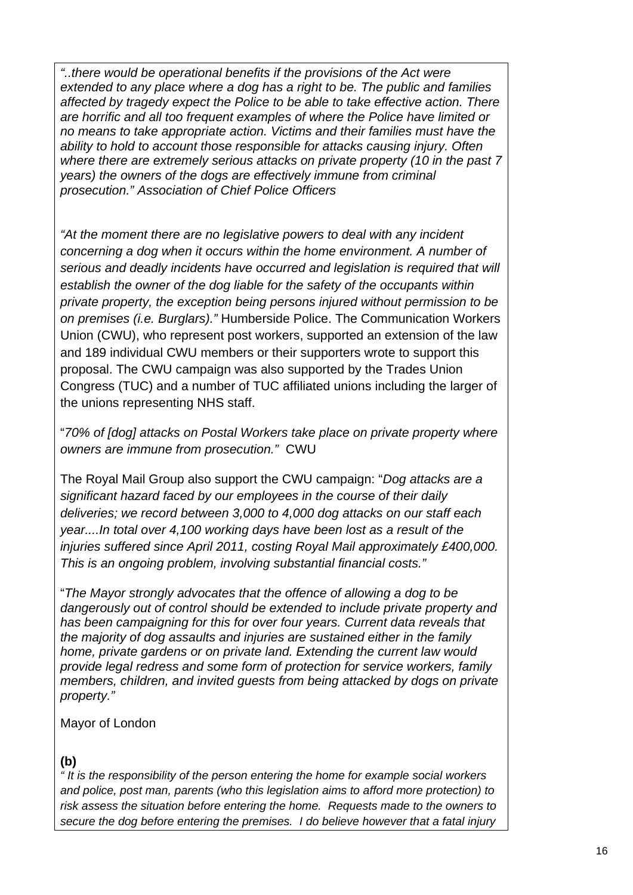*"..there would be operational benefits if the provisions of the Act were extended to any place where a dog has a right to be. The public and families affected by tragedy expect the Police to be able to take effective action. There are horrific and all too frequent examples of where the Police have limited or no means to take appropriate action. Victims and their families must have the ability to hold to account those responsible for attacks causing injury. Often where there are extremely serious attacks on private property (10 in the past 7 years) the owners of the dogs are effectively immune from criminal prosecution." Association of Chief Police Officers*

*"At the moment there are no legislative powers to deal with any incident concerning a dog when it occurs within the home environment. A number of serious and deadly incidents have occurred and legislation is required that will establish the owner of the dog liable for the safety of the occupants within private property, the exception being persons injured without permission to be on premises (i.e. Burglars)."* Humberside Police. The Communication Workers Union (CWU), who represent post workers, supported an extension of the law and 189 individual CWU members or their supporters wrote to support this proposal. The CWU campaign was also supported by the Trades Union Congress (TUC) and a number of TUC affiliated unions including the larger of the unions representing NHS staff.

"*70% of [dog] attacks on Postal Workers take place on private property where owners are immune from prosecution."* CWU

The Royal Mail Group also support the CWU campaign: "*Dog attacks are a significant hazard faced by our employees in the course of their daily deliveries; we record between 3,000 to 4,000 dog attacks on our staff each year....In total over 4,100 working days have been lost as a result of the injuries suffered since April 2011, costing Royal Mail approximately £400,000. This is an ongoing problem, involving substantial financial costs."*

"*The Mayor strongly advocates that the offence of allowing a dog to be dangerously out of control should be extended to include private property and has been campaigning for this for over four years. Current data reveals that the majority of dog assaults and injuries are sustained either in the family home, private gardens or on private land. Extending the current law would provide legal redress and some form of protection for service workers, family members, children, and invited guests from being attacked by dogs on private property."*

Mayor of London

**(b)**

*" It is the responsibility of the person entering the home for example social workers and police, post man, parents (who this legislation aims to afford more protection) to risk assess the situation before entering the home. Requests made to the owners to secure the dog before entering the premises. I do believe however that a fatal injury*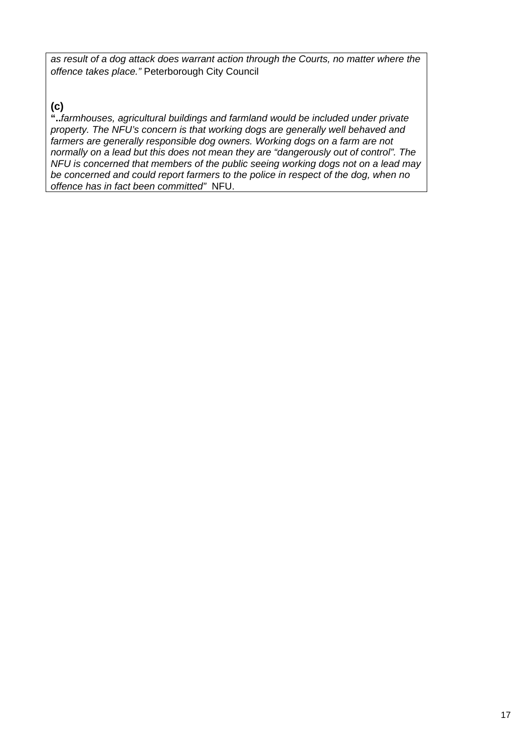*as result of a dog attack does warrant action through the Courts, no matter where the offence takes place."* Peterborough City Council

**(c)**

**"..***farmhouses, agricultural buildings and farmland would be included under private property. The NFU's concern is that working dogs are generally well behaved and farmers are generally responsible dog owners. Working dogs on a farm are not normally on a lead but this does not mean they are "dangerously out of control". The NFU is concerned that members of the public seeing working dogs not on a lead may be concerned and could report farmers to the police in respect of the dog, when no offence has in fact been committed"* NFU.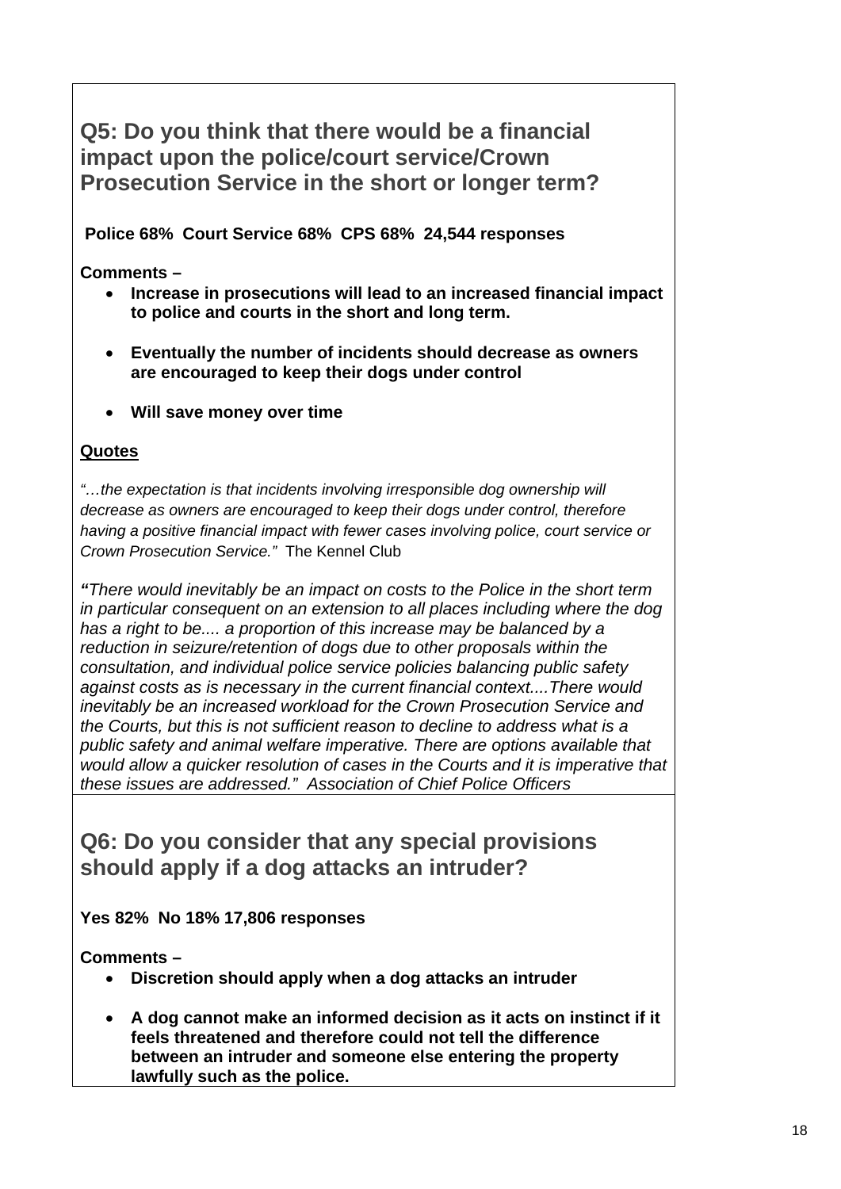## Q5: Do you think that there would be a financial impact upon the police/court service/Crown Prosecution Service in the short or longer term?

**Police 68% Court Service 68% CPS 68% 24,544 responses**

**Comments –**

- **Increase in prosecutions will lead to an increased financial impact to police and courts in the short and long term.**
- **Eventually the number of incidents should decrease as owners are encouraged to keep their dogs under control**
- **Will save money over time**

**Quotes**

*"…the expectation is that incidents involving irresponsible dog ownership will decrease as owners are encouraged to keep their dogs under control, therefore having a positive financial impact with fewer cases involving police, court service or Crown Prosecution Service."* The Kennel Club

*"There would inevitably be an impact on costs to the Police in the short term in particular consequent on an extension to all places including where the dog has a right to be.... a proportion of this increase may be balanced by a reduction in seizure/retention of dogs due to other proposals within the consultation, and individual police service policies balancing public safety against costs as is necessary in the current financial context....There would inevitably be an increased workload for the Crown Prosecution Service and the Courts, but this is not sufficient reason to decline to address what is a public safety and animal welfare imperative. There are options available that would allow a quicker resolution of cases in the Courts and it is imperative that these issues are addressed." Association of Chief Police Officers*

## Q6: Do you consider that any special provisions should apply if a dog attacks an intruder?

**Yes 82% No 18% 17,806 responses**

**Comments –**

- **Discretion should apply when a dog attacks an intruder**
- **A dog cannot make an informed decision as it acts on instinct if it feels threatened and therefore could not tell the difference between an intruder and someone else entering the property lawfully such as the police.**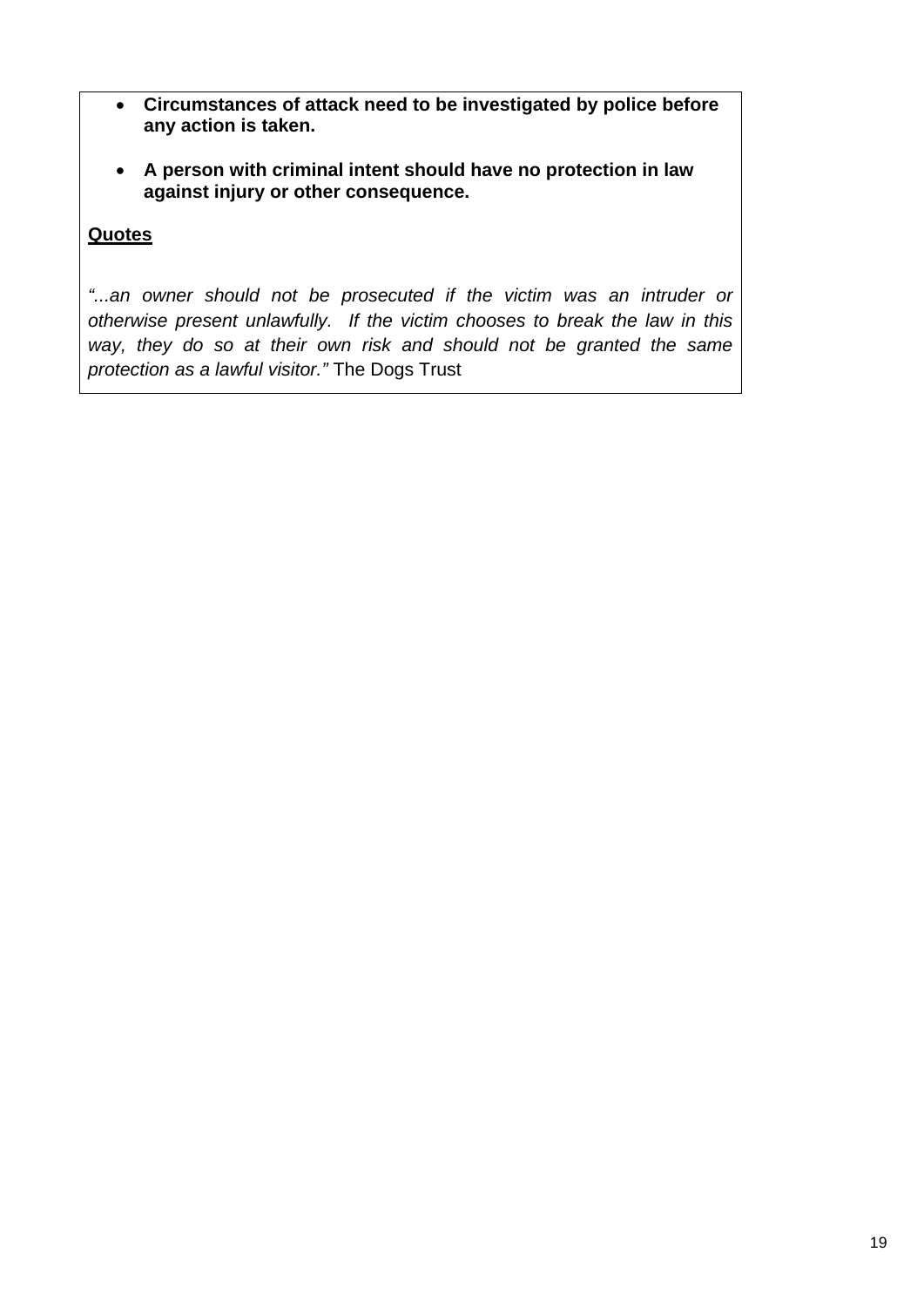- **Circumstances of attack need to be investigated by police before any action is taken.**

- **A person with criminal intent should have no protection in law against injury or other consequence.**

**Quotes**

*"...an owner should not be prosecuted if the victim was an intruder or otherwise present unlawfully. If the victim chooses to break the law in this way, they do so at their own risk and should not be granted the same protection as a lawful visitor."* The Dogs Trust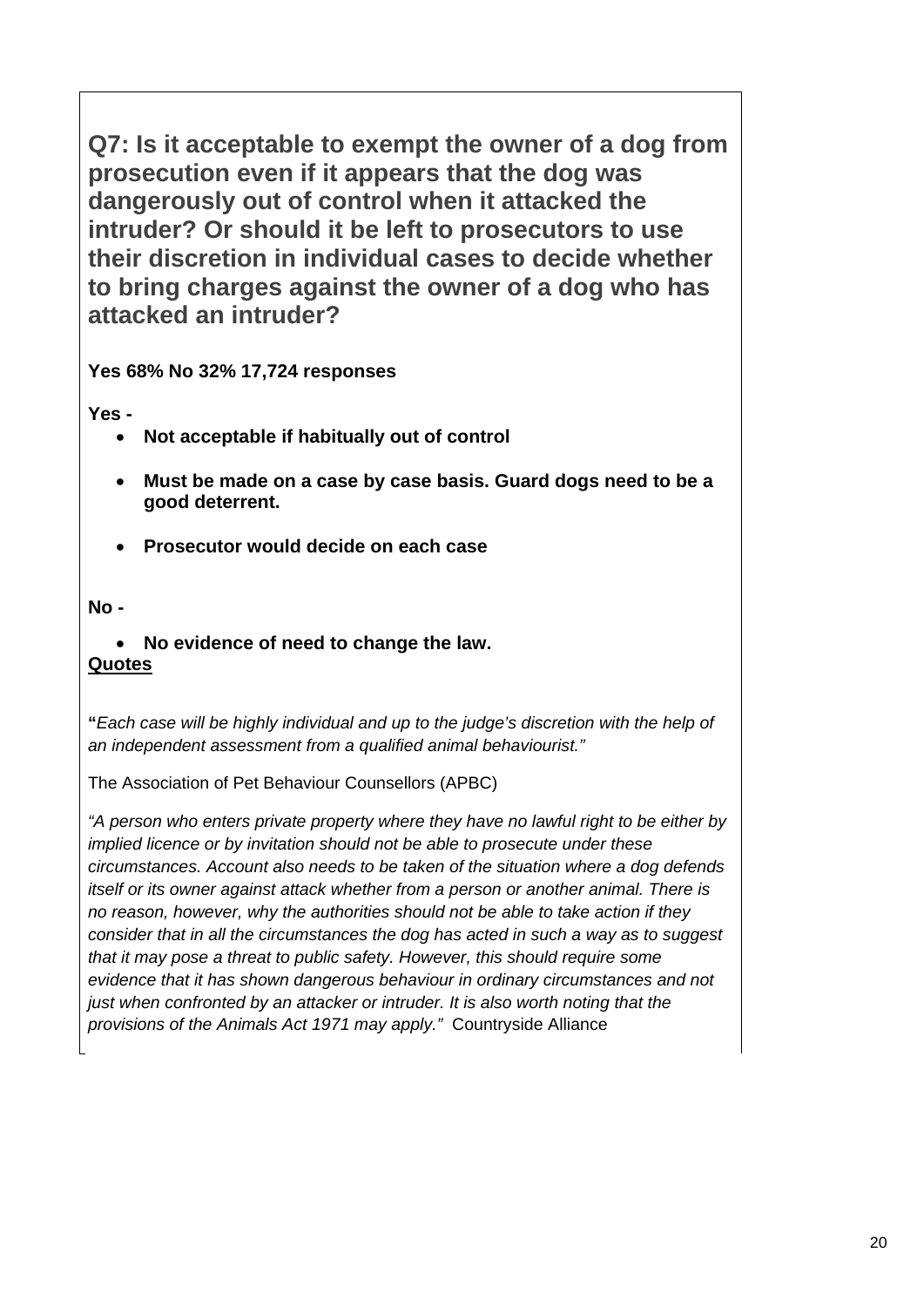## Q7: Is it acceptable to exempt the owner of a dog from prosecution even if it appears that the dog was dangerously out of control when it attacked the intruder? Or should it be left to prosecutors to use their discretion in individual cases to decide whether to bring charges against the owner of a dog who has attacked an intruder?

**Yes 68% No 32% 17,724 responses**

**Yes -**

- **Not acceptable if habitually out of control**
- **Must be made on a case by case basis. Guard dogs need to be a good deterrent.**
- **Prosecutor would decide on each case**

**No -**

- **No evidence of need to change the law.**

**Quotes**

**"***Each case will be highly individual and up to the judge's discretion with the help of an independent assessment from a qualified animal behaviourist."*

The Association of Pet Behaviour Counsellors (APBC)

*"A person who enters private property where they have no lawful right to be either by implied licence or by invitation should not be able to prosecute under these circumstances. Account also needs to be taken of the situation where a dog defends itself or its owner against attack whether from a person or another animal. There is no reason, however, why the authorities should not be able to take action if they consider that in all the circumstances the dog has acted in such a way as to suggest that it may pose a threat to public safety. However, this should require some evidence that it has shown dangerous behaviour in ordinary circumstances and not just when confronted by an attacker or intruder. It is also worth noting that the provisions of the Animals Act 1971 may apply."* Countryside Alliance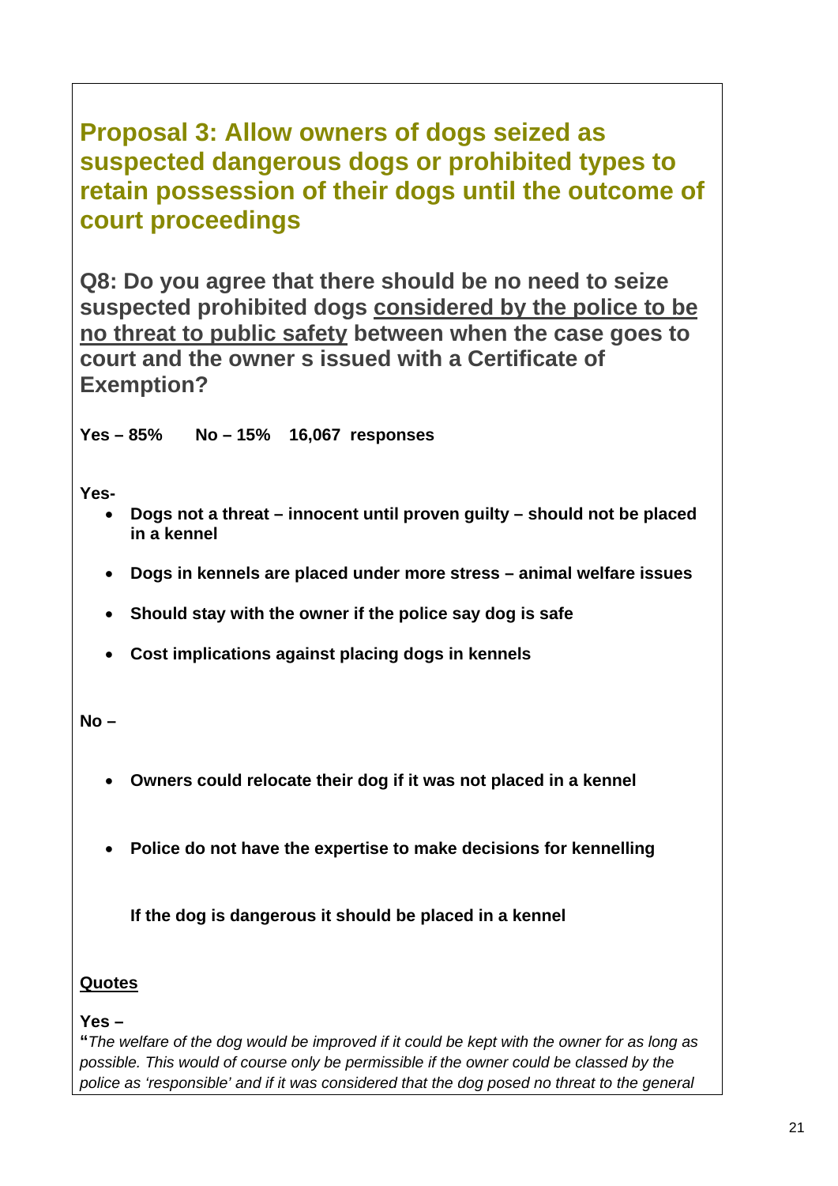## Proposal 3: Allow owners of dogs seized as suspected dangerous dogs or prohibited types to retain possession of their dogs until the outcome of court proceedings

### Q8: Do you agree that there should be no need to seize suspected prohibited dogs <u>considered by the police to be no threat to public safety</u> between when the case goes to court and the owner s issued with a Certificate of Exemption?

**Yes – 85%  No – 15%  16,067 responses**

**Yes-**

- **Dogs not a threat – innocent until proven guilty – should not be placed in a kennel**
- **Dogs in kennels are placed under more stress – animal welfare issues**
- **Should stay with the owner if the police say dog is safe**
- **Cost implications against placing dogs in kennels**

**No –**

- **Owners could relocate their dog if it was not placed in a kennel**
- **Police do not have the expertise to make decisions for kennelling**

**If the dog is dangerous it should be placed in a kennel**

**<u>Quotes</u>**

**Yes –**

**"***The welfare of the dog would be improved if it could be kept with the owner for as long as possible. This would of course only be permissible if the owner could be classed by the police as 'responsible' and if it was considered that the dog posed no threat to the general*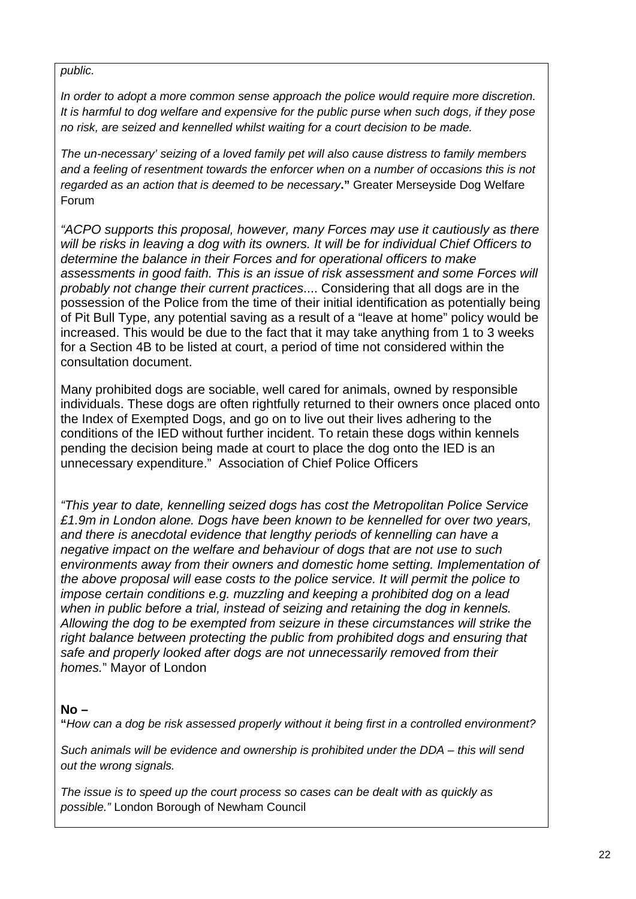*public.*

*In order to adopt a more common sense approach the police would require more discretion. It is harmful to dog welfare and expensive for the public purse when such dogs, if they pose no risk, are seized and kennelled whilst waiting for a court decision to be made.*

*The un-necessary' seizing of a loved family pet will also cause distress to family members and a feeling of resentment towards the enforcer when on a number of occasions this is not regarded as an action that is deemed to be necessary***."** Greater Merseyside Dog Welfare Forum

*"ACPO supports this proposal, however, many Forces may use it cautiously as there will be risks in leaving a dog with its owners. It will be for individual Chief Officers to determine the balance in their Forces and for operational officers to make assessments in good faith. This is an issue of risk assessment and some Forces will probably not change their current practices*.... Considering that all dogs are in the possession of the Police from the time of their initial identification as potentially being of Pit Bull Type, any potential saving as a result of a "leave at home" policy would be increased. This would be due to the fact that it may take anything from 1 to 3 weeks for a Section 4B to be listed at court, a period of time not considered within the consultation document.

Many prohibited dogs are sociable, well cared for animals, owned by responsible individuals. These dogs are often rightfully returned to their owners once placed onto the Index of Exempted Dogs, and go on to live out their lives adhering to the conditions of the IED without further incident. To retain these dogs within kennels pending the decision being made at court to place the dog onto the IED is an unnecessary expenditure." Association of Chief Police Officers

*"This year to date, kennelling seized dogs has cost the Metropolitan Police Service £1.9m in London alone. Dogs have been known to be kennelled for over two years, and there is anecdotal evidence that lengthy periods of kennelling can have a negative impact on the welfare and behaviour of dogs that are not use to such environments away from their owners and domestic home setting. Implementation of the above proposal will ease costs to the police service. It will permit the police to impose certain conditions e.g. muzzling and keeping a prohibited dog on a lead when in public before a trial, instead of seizing and retaining the dog in kennels. Allowing the dog to be exempted from seizure in these circumstances will strike the right balance between protecting the public from prohibited dogs and ensuring that safe and properly looked after dogs are not unnecessarily removed from their homes.*" Mayor of London

**No –**

**"***How can a dog be risk assessed properly without it being first in a controlled environment?*

*Such animals will be evidence and ownership is prohibited under the DDA – this will send out the wrong signals.*

*The issue is to speed up the court process so cases can be dealt with as quickly as possible."* London Borough of Newham Council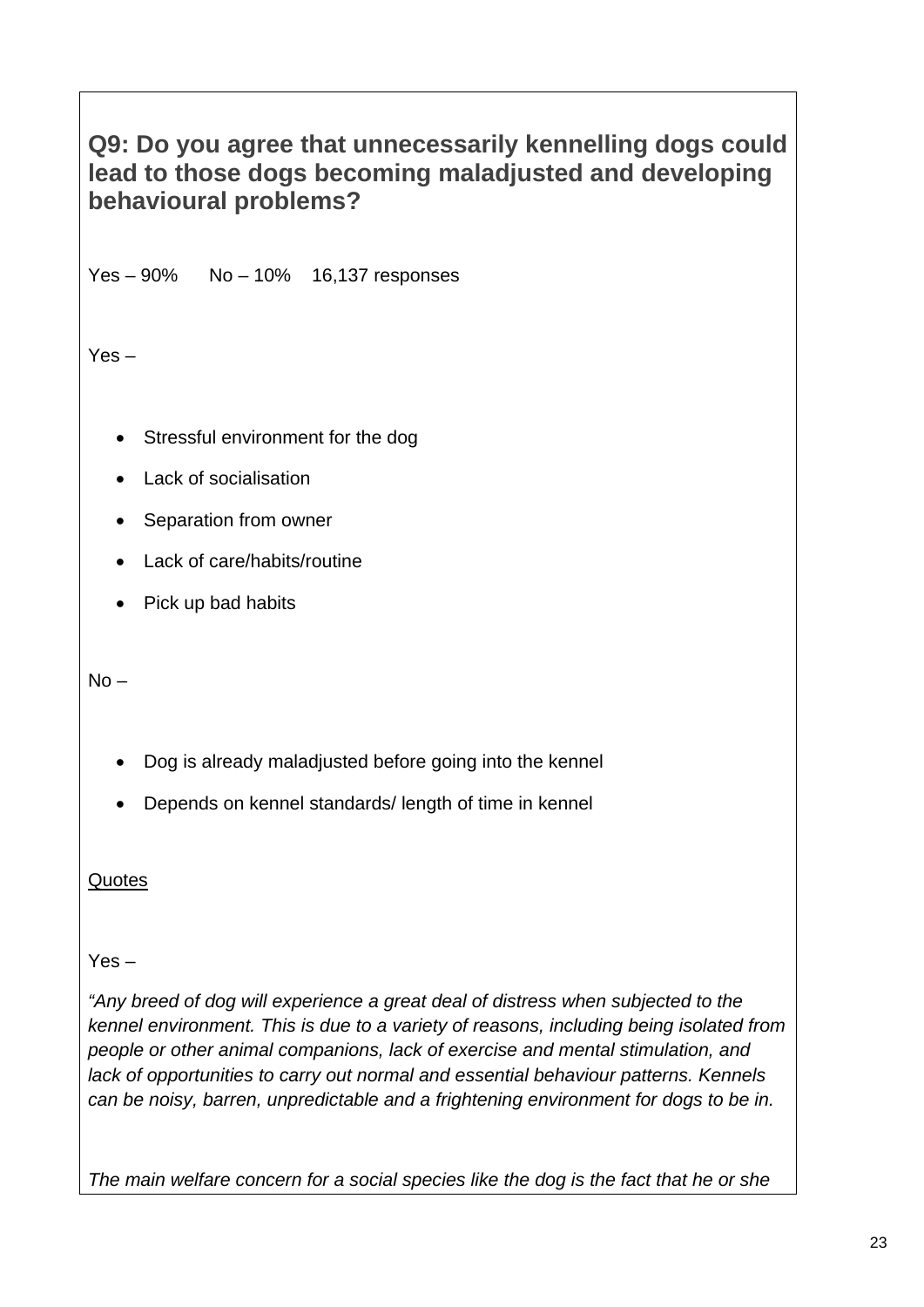## Q9: Do you agree that unnecessarily kennelling dogs could lead to those dogs becoming maladjusted and developing behavioural problems?

Yes – 90%  No – 10%  16,137 responses

Yes –

- Stressful environment for the dog
- Lack of socialisation
- Separation from owner
- Lack of care/habits/routine
- Pick up bad habits

No –

- Dog is already maladjusted before going into the kennel
- Depends on kennel standards/ length of time in kennel

Quotes

Yes –

*"Any breed of dog will experience a great deal of distress when subjected to the kennel environment. This is due to a variety of reasons, including being isolated from people or other animal companions, lack of exercise and mental stimulation, and lack of opportunities to carry out normal and essential behaviour patterns. Kennels can be noisy, barren, unpredictable and a frightening environment for dogs to be in.*

*The main welfare concern for a social species like the dog is the fact that he or she*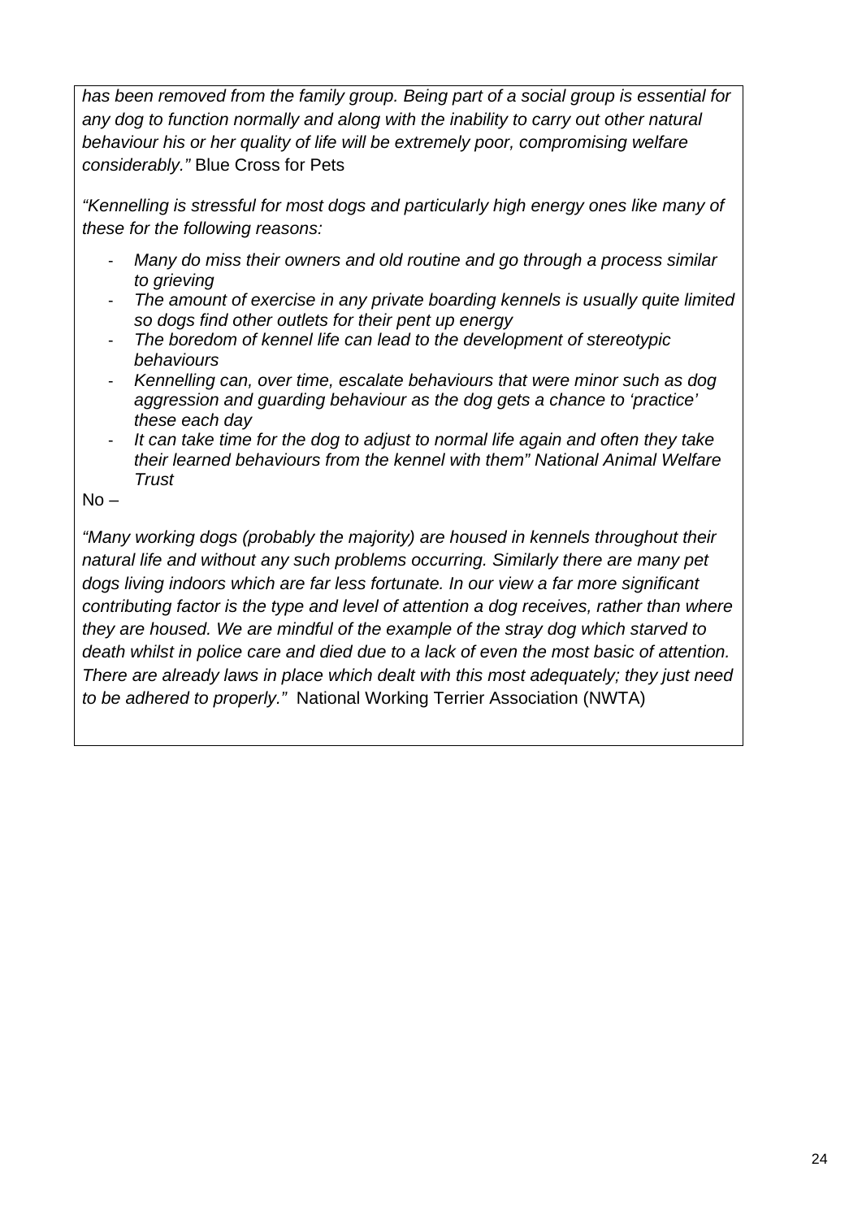*has been removed from the family group. Being part of a social group is essential for any dog to function normally and along with the inability to carry out other natural behaviour his or her quality of life will be extremely poor, compromising welfare considerably."* Blue Cross for Pets

*"Kennelling is stressful for most dogs and particularly high energy ones like many of these for the following reasons:*

- *Many do miss their owners and old routine and go through a process similar to grieving*
- *The amount of exercise in any private boarding kennels is usually quite limited so dogs find other outlets for their pent up energy*
- *The boredom of kennel life can lead to the development of stereotypic behaviours*
- *Kennelling can, over time, escalate behaviours that were minor such as dog aggression and guarding behaviour as the dog gets a chance to 'practice' these each day*
- *It can take time for the dog to adjust to normal life again and often they take their learned behaviours from the kennel with them" National Animal Welfare Trust*

No –

*"Many working dogs (probably the majority) are housed in kennels throughout their natural life and without any such problems occurring. Similarly there are many pet dogs living indoors which are far less fortunate. In our view a far more significant contributing factor is the type and level of attention a dog receives, rather than where they are housed. We are mindful of the example of the stray dog which starved to death whilst in police care and died due to a lack of even the most basic of attention. There are already laws in place which dealt with this most adequately; they just need to be adhered to properly."* National Working Terrier Association (NWTA)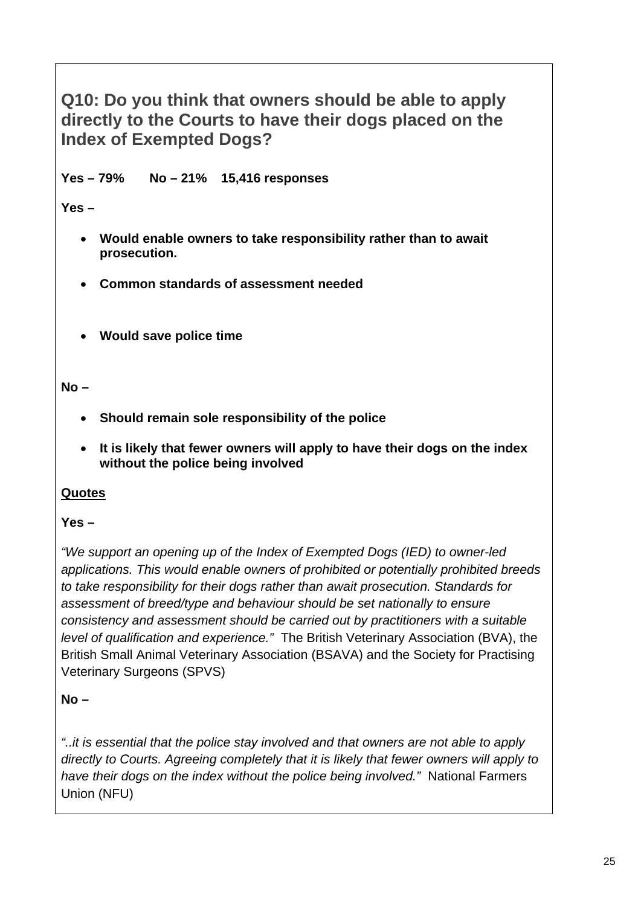## Q10: Do you think that owners should be able to apply directly to the Courts to have their dogs placed on the Index of Exempted Dogs?

**Yes – 79%  No – 21%  15,416 responses**

**Yes –**

- **Would enable owners to take responsibility rather than to await prosecution.**
- **Common standards of assessment needed**
- **Would save police time**

**No –**

- **Should remain sole responsibility of the police**
- **It is likely that fewer owners will apply to have their dogs on the index without the police being involved**

**Quotes**

**Yes –**

*"We support an opening up of the Index of Exempted Dogs (IED) to owner-led applications. This would enable owners of prohibited or potentially prohibited breeds to take responsibility for their dogs rather than await prosecution. Standards for assessment of breed/type and behaviour should be set nationally to ensure consistency and assessment should be carried out by practitioners with a suitable level of qualification and experience."* The British Veterinary Association (BVA), the British Small Animal Veterinary Association (BSAVA) and the Society for Practising Veterinary Surgeons (SPVS)

**No –**

*"..it is essential that the police stay involved and that owners are not able to apply directly to Courts. Agreeing completely that it is likely that fewer owners will apply to have their dogs on the index without the police being involved."* National Farmers Union (NFU)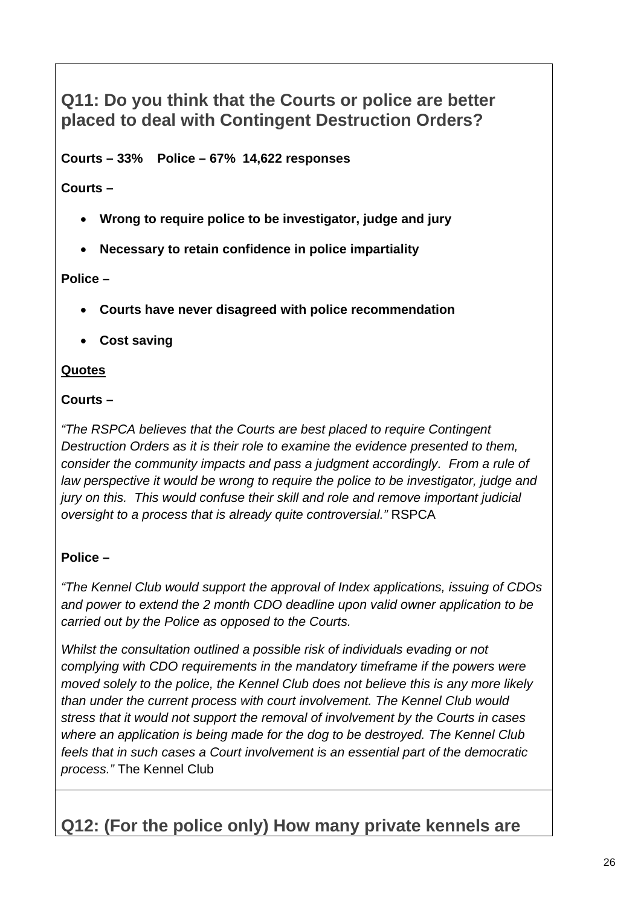## Q11: Do you think that the Courts or police are better placed to deal with Contingent Destruction Orders?

**Courts – 33%    Police – 67%  14,622 responses**

**Courts –**

- **Wrong to require police to be investigator, judge and jury**
- **Necessary to retain confidence in police impartiality**

**Police –**

- **Courts have never disagreed with police recommendation**
- **Cost saving**

**Quotes**

**Courts –**

*"The RSPCA believes that the Courts are best placed to require Contingent Destruction Orders as it is their role to examine the evidence presented to them, consider the community impacts and pass a judgment accordingly.  From a rule of law perspective it would be wrong to require the police to be investigator, judge and jury on this.  This would confuse their skill and role and remove important judicial oversight to a process that is already quite controversial."* RSPCA

**Police –**

*"The Kennel Club would support the approval of Index applications, issuing of CDOs and power to extend the 2 month CDO deadline upon valid owner application to be carried out by the Police as opposed to the Courts.*

*Whilst the consultation outlined a possible risk of individuals evading or not complying with CDO requirements in the mandatory timeframe if the powers were moved solely to the police, the Kennel Club does not believe this is any more likely than under the current process with court involvement. The Kennel Club would stress that it would not support the removal of involvement by the Courts in cases where an application is being made for the dog to be destroyed. The Kennel Club feels that in such cases a Court involvement is an essential part of the democratic process."* The Kennel Club

## Q12: (For the police only) How many private kennels are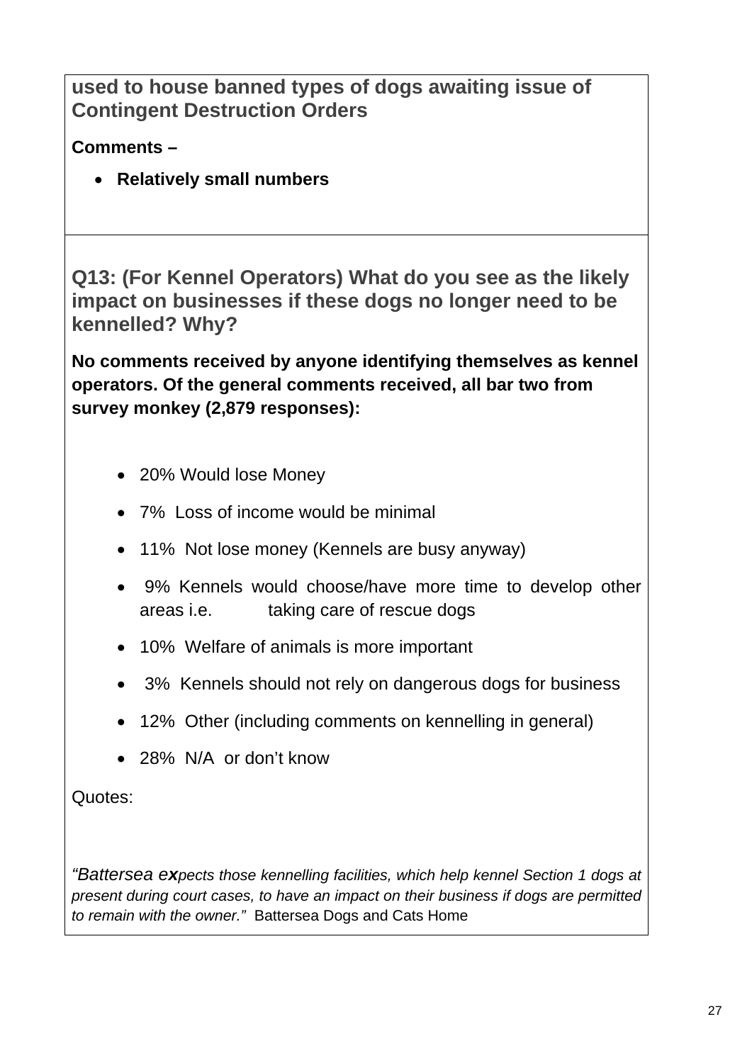**used to house banned types of dogs awaiting issue of Contingent Destruction Orders**

**Comments –**

- **Relatively small numbers**

## Q13: (For Kennel Operators) What do you see as the likely impact on businesses if these dogs no longer need to be kennelled? Why?

**No comments received by anyone identifying themselves as kennel operators. Of the general comments received, all bar two from survey monkey (2,879 responses):**

- 20% Would lose Money
- 7% Loss of income would be minimal
- 11% Not lose money (Kennels are busy anyway)
- 9% Kennels would choose/have more time to develop other areas i.e. taking care of rescue dogs
- 10% Welfare of animals is more important
- 3% Kennels should not rely on dangerous dogs for business
- 12% Other (including comments on kennelling in general)
- 28% N/A or don't know

Quotes:

*"Battersea expects those kennelling facilities, which help kennel Section 1 dogs at present during court cases, to have an impact on their business if dogs are permitted to remain with the owner."* Battersea Dogs and Cats Home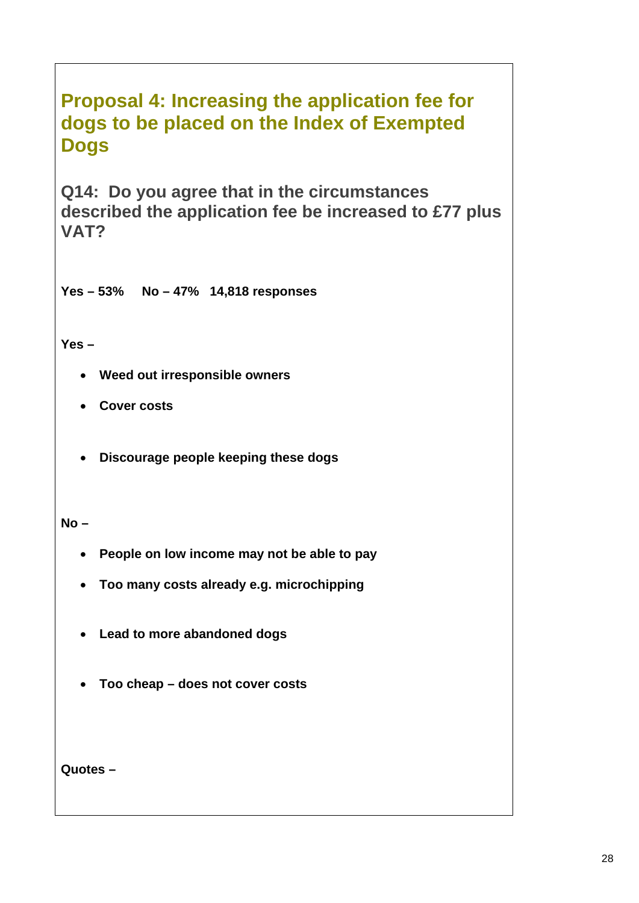## Proposal 4: Increasing the application fee for dogs to be placed on the Index of Exempted Dogs

### Q14: Do you agree that in the circumstances described the application fee be increased to £77 plus VAT?

**Yes – 53%   No – 47%   14,818 responses**

**Yes –**

- **Weed out irresponsible owners**
- **Cover costs**
- **Discourage people keeping these dogs**

**No –**

- **People on low income may not be able to pay**
- **Too many costs already e.g. microchipping**
- **Lead to more abandoned dogs**
- **Too cheap – does not cover costs**

**Quotes –**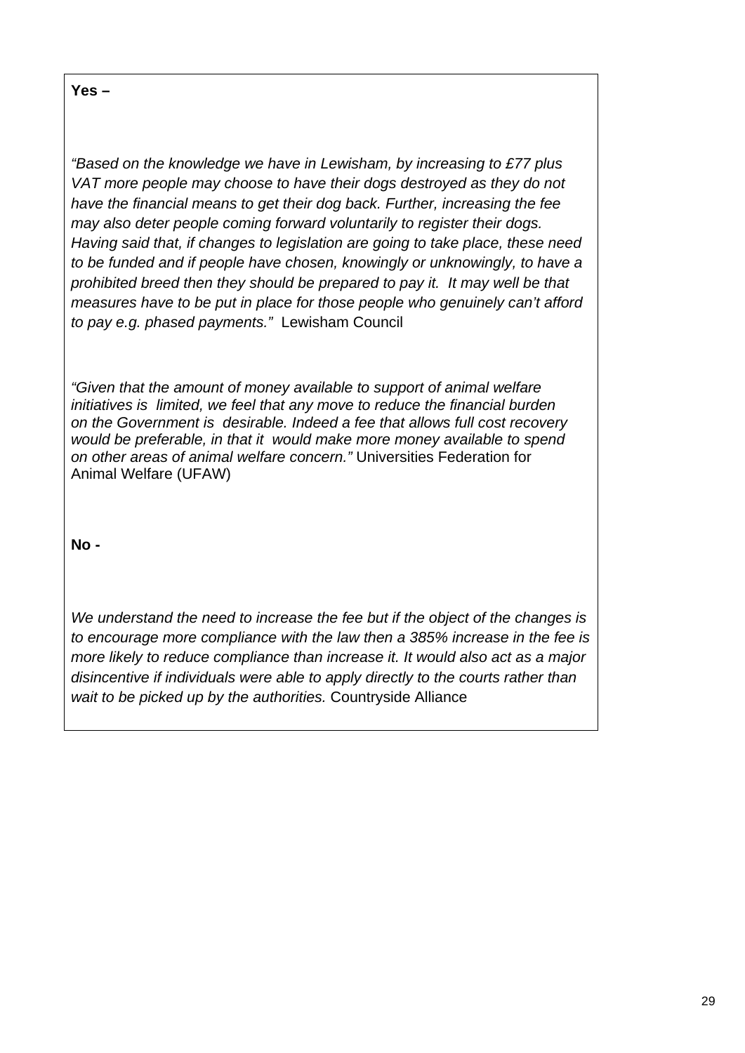**Yes –**

*"Based on the knowledge we have in Lewisham, by increasing to £77 plus VAT more people may choose to have their dogs destroyed as they do not have the financial means to get their dog back. Further, increasing the fee may also deter people coming forward voluntarily to register their dogs. Having said that, if changes to legislation are going to take place, these need to be funded and if people have chosen, knowingly or unknowingly, to have a prohibited breed then they should be prepared to pay it. It may well be that measures have to be put in place for those people who genuinely can't afford to pay e.g. phased payments."* Lewisham Council

*"Given that the amount of money available to support of animal welfare initiatives is limited, we feel that any move to reduce the financial burden on the Government is desirable. Indeed a fee that allows full cost recovery would be preferable, in that it would make more money available to spend on other areas of animal welfare concern."* Universities Federation for Animal Welfare (UFAW)

**No -**

*We understand the need to increase the fee but if the object of the changes is to encourage more compliance with the law then a 385% increase in the fee is more likely to reduce compliance than increase it. It would also act as a major disincentive if individuals were able to apply directly to the courts rather than wait to be picked up by the authorities.* Countryside Alliance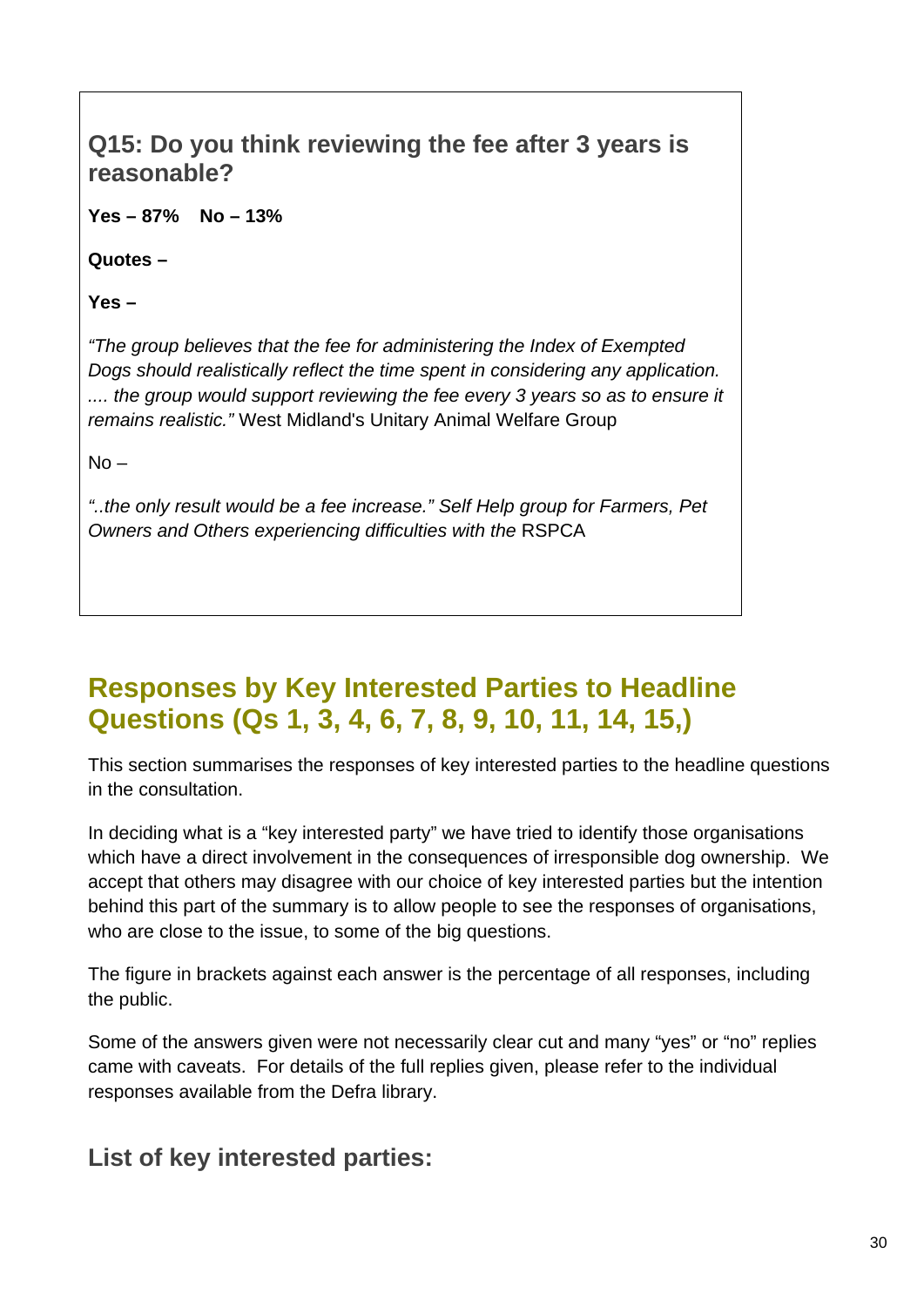### Q15: Do you think reviewing the fee after 3 years is reasonable?

**Yes – 87%    No – 13%**

**Quotes –**

**Yes –**

*"The group believes that the fee for administering the Index of Exempted Dogs should realistically reflect the time spent in considering any application. .... the group would support reviewing the fee every 3 years so as to ensure it remains realistic."* West Midland's Unitary Animal Welfare Group

No –

*"..the only result would be a fee increase." Self Help group for Farmers, Pet Owners and Others experiencing difficulties with the* RSPCA

## Responses by Key Interested Parties to Headline Questions (Qs 1, 3, 4, 6, 7, 8, 9, 10, 11, 14, 15,)

This section summarises the responses of key interested parties to the headline questions in the consultation.

In deciding what is a "key interested party" we have tried to identify those organisations which have a direct involvement in the consequences of irresponsible dog ownership. We accept that others may disagree with our choice of key interested parties but the intention behind this part of the summary is to allow people to see the responses of organisations, who are close to the issue, to some of the big questions.

The figure in brackets against each answer is the percentage of all responses, including the public.

Some of the answers given were not necessarily clear cut and many "yes" or "no" replies came with caveats. For details of the full replies given, please refer to the individual responses available from the Defra library.

### List of key interested parties: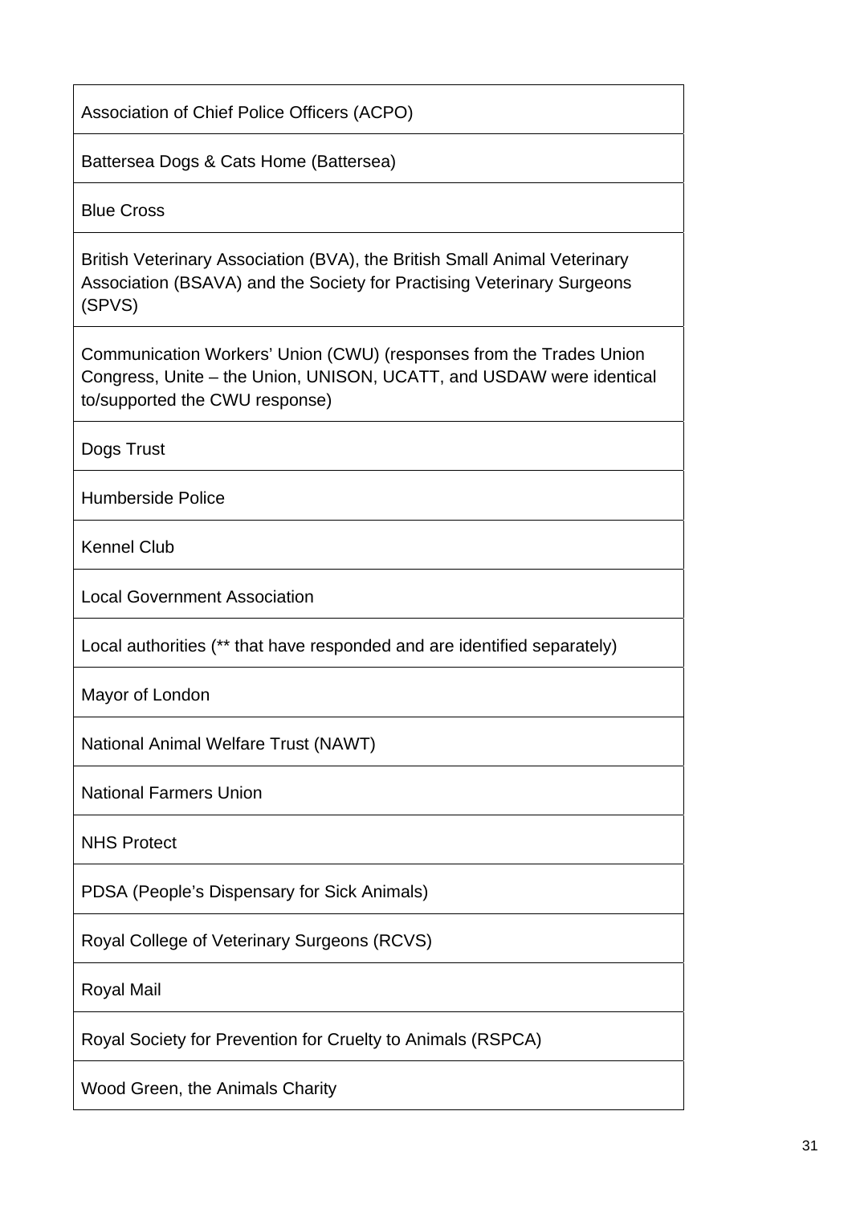| Association of Chief Police Officers (ACPO) |
| --- |
| Battersea Dogs & Cats Home (Battersea) |
| Blue Cross |
| British Veterinary Association (BVA), the British Small Animal Veterinary Association (BSAVA) and the Society for Practising Veterinary Surgeons (SPVS) |
| Communication Workers' Union (CWU) (responses from the Trades Union Congress, Unite – the Union, UNISON, UCATT, and USDAW were identical to/supported the CWU response) |
| Dogs Trust |
| Humberside Police |
| Kennel Club |
| Local Government Association |
| Local authorities (** that have responded and are identified separately) |
| Mayor of London |
| National Animal Welfare Trust (NAWT) |
| National Farmers Union |
| NHS Protect |
| PDSA (People's Dispensary for Sick Animals) |
| Royal College of Veterinary Surgeons (RCVS) |
| Royal Mail |
| Royal Society for Prevention for Cruelty to Animals (RSPCA) |
| Wood Green, the Animals Charity |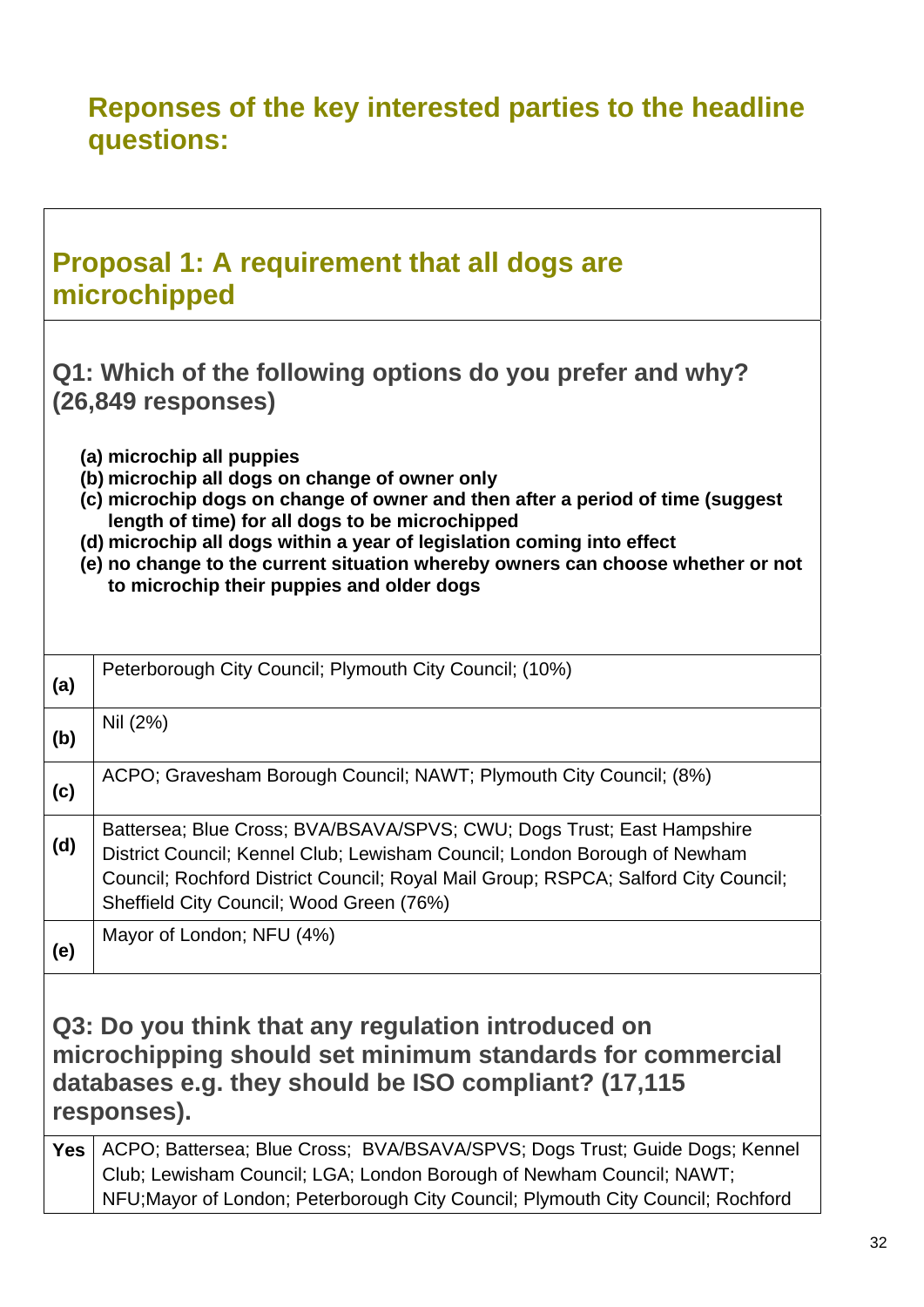## Reponses of the key interested parties to the headline questions:

### Proposal 1: A requirement that all dogs are microchipped

**Q1: Which of the following options do you prefer and why? (26,849 responses)**

- **(a) microchip all puppies**
- **(b) microchip all dogs on change of owner only**
- **(c) microchip dogs on change of owner and then after a period of time (suggest length of time) for all dogs to be microchipped**
- **(d) microchip all dogs within a year of legislation coming into effect**
- **(e) no change to the current situation whereby owners can choose whether or not to microchip their puppies and older dogs**

| | |
|---|---|
| **(a)** | Peterborough City Council; Plymouth City Council; (10%) |
| **(b)** | Nil (2%) |
| **(c)** | ACPO; Gravesham Borough Council; NAWT; Plymouth City Council; (8%) |
| **(d)** | Battersea; Blue Cross; BVA/BSAVA/SPVS; CWU; Dogs Trust; East Hampshire District Council; Kennel Club; Lewisham Council; London Borough of Newham Council; Rochford District Council; Royal Mail Group; RSPCA; Salford City Council; Sheffield City Council; Wood Green (76%) |
| **(e)** | Mayor of London; NFU (4%) |

**Q3: Do you think that any regulation introduced on microchipping should set minimum standards for commercial databases e.g. they should be ISO compliant? (17,115 responses).**

| | |
|---|---|
| **Yes** | ACPO; Battersea; Blue Cross; BVA/BSAVA/SPVS; Dogs Trust; Guide Dogs; Kennel Club; Lewisham Council; LGA; London Borough of Newham Council; NAWT; NFU;Mayor of London; Peterborough City Council; Plymouth City Council; Rochford |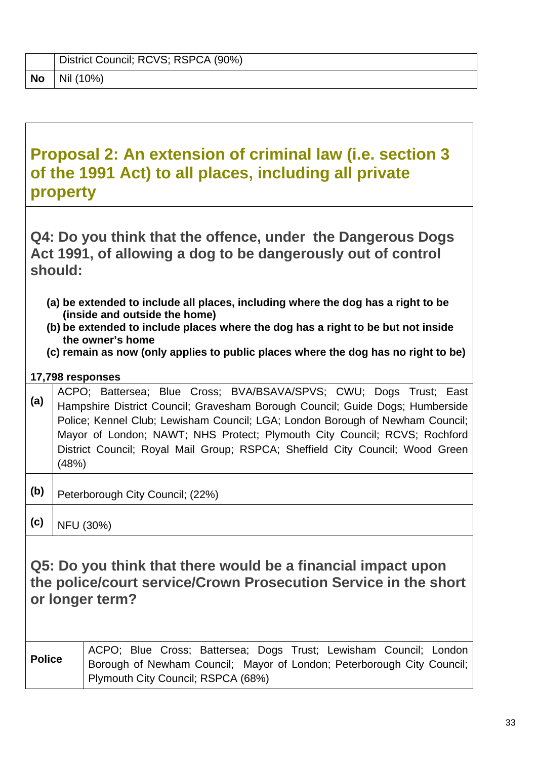| | |
|---|---|
| | District Council; RCVS; RSPCA (90%) |
| **No** | Nil (10%) |

## Proposal 2: An extension of criminal law (i.e. section 3 of the 1991 Act) to all places, including all private property

### Q4: Do you think that the offence, under the Dangerous Dogs Act 1991, of allowing a dog to be dangerously out of control should:

- **(a) be extended to include all places, including where the dog has a right to be (inside and outside the home)**
- **(b) be extended to include places where the dog has a right to be but not inside the owner's home**
- **(c) remain as now (only applies to public places where the dog has no right to be)**

**17,798 responses**

| | |
|---|---|
| **(a)** | ACPO; Battersea; Blue Cross; BVA/BSAVA/SPVS; CWU; Dogs Trust; East Hampshire District Council; Gravesham Borough Council; Guide Dogs; Humberside Police; Kennel Club; Lewisham Council; LGA; London Borough of Newham Council; Mayor of London; NAWT; NHS Protect; Plymouth City Council; RCVS; Rochford District Council; Royal Mail Group; RSPCA; Sheffield City Council; Wood Green (48%) |
| **(b)** | Peterborough City Council; (22%) |
| **(c)** | NFU (30%) |

### Q5: Do you think that there would be a financial impact upon the police/court service/Crown Prosecution Service in the short or longer term?

| | |
|---|---|
| **Police** | ACPO; Blue Cross; Battersea; Dogs Trust; Lewisham Council; London Borough of Newham Council; Mayor of London; Peterborough City Council; Plymouth City Council; RSPCA (68%) |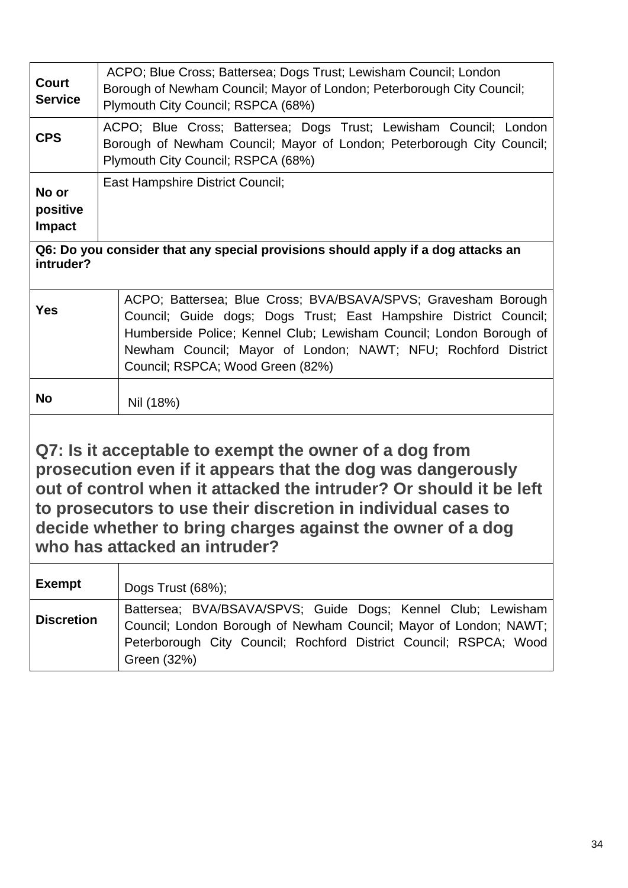| **Court Service** | ACPO; Blue Cross; Battersea; Dogs Trust; Lewisham Council; London Borough of Newham Council; Mayor of London; Peterborough City Council; Plymouth City Council; RSPCA (68%) |
|---|---|
| **CPS** | ACPO; Blue Cross; Battersea; Dogs Trust; Lewisham Council; London Borough of Newham Council; Mayor of London; Peterborough City Council; Plymouth City Council; RSPCA (68%) |
| **No or positive Impact** | East Hampshire District Council; |

| **Q6: Do you consider that any special provisions should apply if a dog attacks an intruder?** | |
|---|---|
| **Yes** | ACPO; Battersea; Blue Cross; BVA/BSAVA/SPVS; Gravesham Borough Council; Guide dogs; Dogs Trust; East Hampshire District Council; Humberside Police; Kennel Club; Lewisham Council; London Borough of Newham Council; Mayor of London; NAWT; NFU; Rochford District Council; RSPCA; Wood Green (82%) |
| **No** | Nil (18%) |

## Q7: Is it acceptable to exempt the owner of a dog from prosecution even if it appears that the dog was dangerously out of control when it attacked the intruder? Or should it be left to prosecutors to use their discretion in individual cases to decide whether to bring charges against the owner of a dog who has attacked an intruder?

| **Exempt** | Dogs Trust (68%); |
|---|---|
| **Discretion** | Battersea; BVA/BSAVA/SPVS; Guide Dogs; Kennel Club; Lewisham Council; London Borough of Newham Council; Mayor of London; NAWT; Peterborough City Council; Rochford District Council; RSPCA; Wood Green (32%) |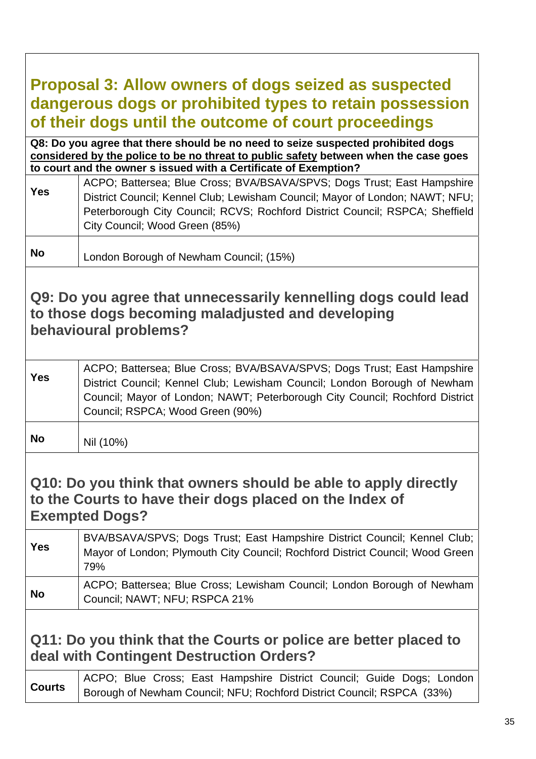## Proposal 3: Allow owners of dogs seized as suspected dangerous dogs or prohibited types to retain possession of their dogs until the outcome of court proceedings

**Q8: Do you agree that there should be no need to seize suspected prohibited dogs considered by the police to be no threat to public safety between when the case goes to court and the owner s issued with a Certificate of Exemption?**

| | |
|---|---|
| **Yes** | ACPO; Battersea; Blue Cross; BVA/BSAVA/SPVS; Dogs Trust; East Hampshire District Council; Kennel Club; Lewisham Council; Mayor of London; NAWT; NFU; Peterborough City Council; RCVS; Rochford District Council; RSPCA; Sheffield City Council; Wood Green (85%) |
| **No** | London Borough of Newham Council; (15%) |

### Q9: Do you agree that unnecessarily kennelling dogs could lead to those dogs becoming maladjusted and developing behavioural problems?

| | |
|---|---|
| **Yes** | ACPO; Battersea; Blue Cross; BVA/BSAVA/SPVS; Dogs Trust; East Hampshire District Council; Kennel Club; Lewisham Council; London Borough of Newham Council; Mayor of London; NAWT; Peterborough City Council; Rochford District Council; RSPCA; Wood Green (90%) |
| **No** | Nil (10%) |

### Q10: Do you think that owners should be able to apply directly to the Courts to have their dogs placed on the Index of Exempted Dogs?

| | |
|---|---|
| **Yes** | BVA/BSAVA/SPVS; Dogs Trust; East Hampshire District Council; Kennel Club; Mayor of London; Plymouth City Council; Rochford District Council; Wood Green 79% |
| **No** | ACPO; Battersea; Blue Cross; Lewisham Council; London Borough of Newham Council; NAWT; NFU; RSPCA 21% |

### Q11: Do you think that the Courts or police are better placed to deal with Contingent Destruction Orders?

| | |
|---|---|
| **Courts** | ACPO; Blue Cross; East Hampshire District Council; Guide Dogs; London Borough of Newham Council; NFU; Rochford District Council; RSPCA (33%) |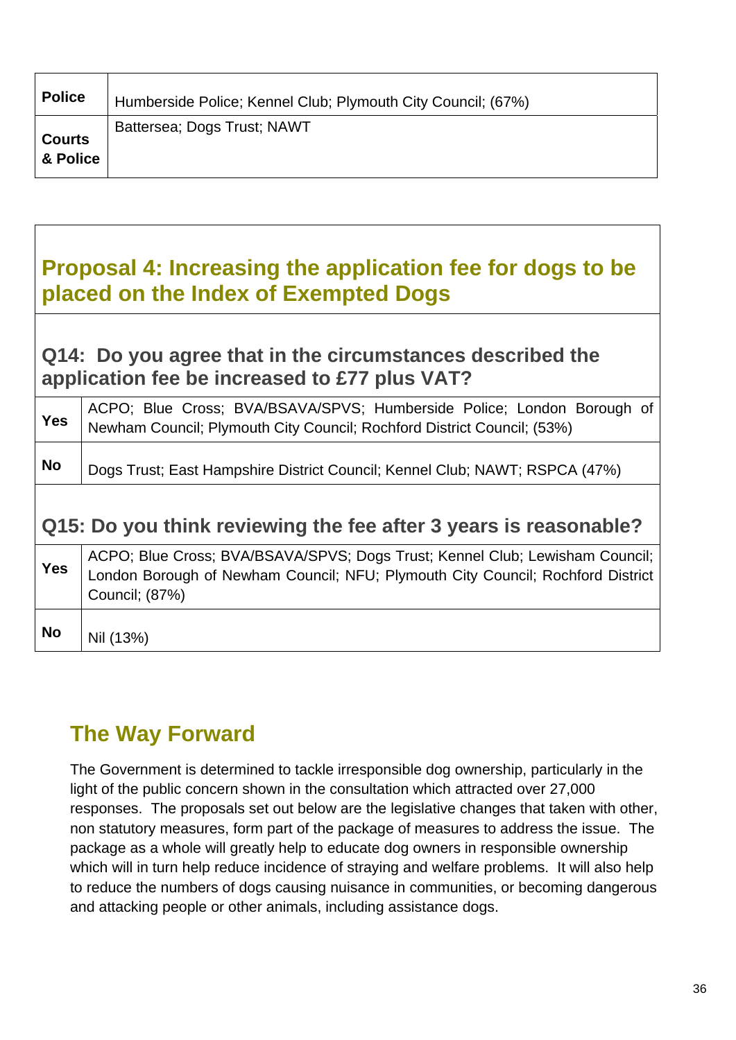| | |
|---|---|
| **Police** | Humberside Police; Kennel Club; Plymouth City Council; (67%) |
| **Courts & Police** | Battersea; Dogs Trust; NAWT |

## Proposal 4: Increasing the application fee for dogs to be placed on the Index of Exempted Dogs

### Q14: Do you agree that in the circumstances described the application fee be increased to £77 plus VAT?

| | |
|---|---|
| **Yes** | ACPO; Blue Cross; BVA/BSAVA/SPVS; Humberside Police; London Borough of Newham Council; Plymouth City Council; Rochford District Council; (53%) |
| **No** | Dogs Trust; East Hampshire District Council; Kennel Club; NAWT; RSPCA (47%) |

### Q15: Do you think reviewing the fee after 3 years is reasonable?

| | |
|---|---|
| **Yes** | ACPO; Blue Cross; BVA/BSAVA/SPVS; Dogs Trust; Kennel Club; Lewisham Council; London Borough of Newham Council; NFU; Plymouth City Council; Rochford District Council; (87%) |
| **No** | Nil (13%) |

## The Way Forward

The Government is determined to tackle irresponsible dog ownership, particularly in the light of the public concern shown in the consultation which attracted over 27,000 responses. The proposals set out below are the legislative changes that taken with other, non statutory measures, form part of the package of measures to address the issue. The package as a whole will greatly help to educate dog owners in responsible ownership which will in turn help reduce incidence of straying and welfare problems. It will also help to reduce the numbers of dogs causing nuisance in communities, or becoming dangerous and attacking people or other animals, including assistance dogs.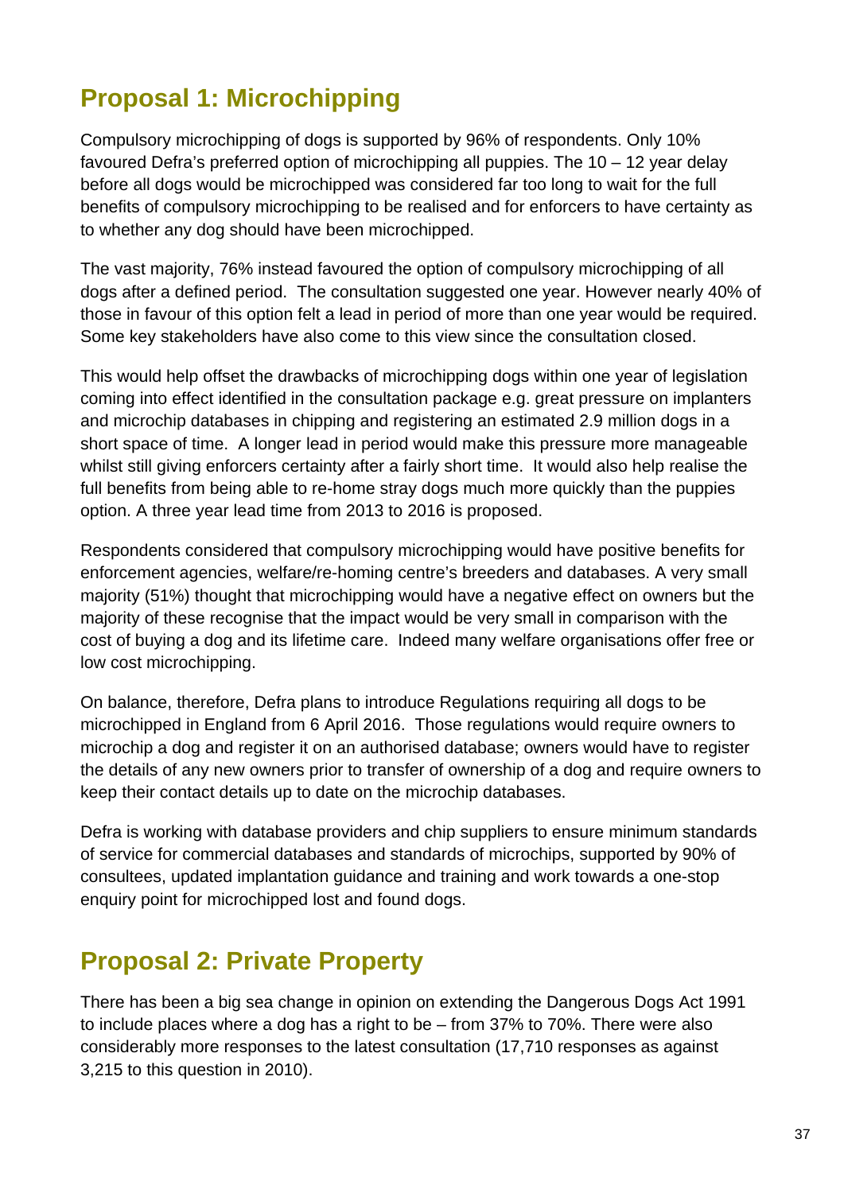## Proposal 1: Microchipping

Compulsory microchipping of dogs is supported by 96% of respondents. Only 10% favoured Defra's preferred option of microchipping all puppies. The 10 – 12 year delay before all dogs would be microchipped was considered far too long to wait for the full benefits of compulsory microchipping to be realised and for enforcers to have certainty as to whether any dog should have been microchipped.

The vast majority, 76% instead favoured the option of compulsory microchipping of all dogs after a defined period. The consultation suggested one year. However nearly 40% of those in favour of this option felt a lead in period of more than one year would be required. Some key stakeholders have also come to this view since the consultation closed.

This would help offset the drawbacks of microchipping dogs within one year of legislation coming into effect identified in the consultation package e.g. great pressure on implanters and microchip databases in chipping and registering an estimated 2.9 million dogs in a short space of time. A longer lead in period would make this pressure more manageable whilst still giving enforcers certainty after a fairly short time. It would also help realise the full benefits from being able to re-home stray dogs much more quickly than the puppies option. A three year lead time from 2013 to 2016 is proposed.

Respondents considered that compulsory microchipping would have positive benefits for enforcement agencies, welfare/re-homing centre's breeders and databases. A very small majority (51%) thought that microchipping would have a negative effect on owners but the majority of these recognise that the impact would be very small in comparison with the cost of buying a dog and its lifetime care. Indeed many welfare organisations offer free or low cost microchipping.

On balance, therefore, Defra plans to introduce Regulations requiring all dogs to be microchipped in England from 6 April 2016. Those regulations would require owners to microchip a dog and register it on an authorised database; owners would have to register the details of any new owners prior to transfer of ownership of a dog and require owners to keep their contact details up to date on the microchip databases.

Defra is working with database providers and chip suppliers to ensure minimum standards of service for commercial databases and standards of microchips, supported by 90% of consultees, updated implantation guidance and training and work towards a one-stop enquiry point for microchipped lost and found dogs.

## Proposal 2: Private Property

There has been a big sea change in opinion on extending the Dangerous Dogs Act 1991 to include places where a dog has a right to be – from 37% to 70%. There were also considerably more responses to the latest consultation (17,710 responses as against 3,215 to this question in 2010).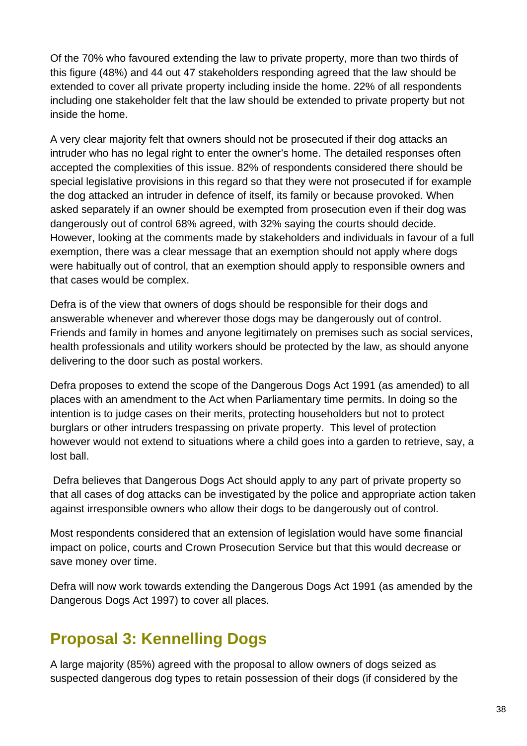Of the 70% who favoured extending the law to private property, more than two thirds of this figure (48%) and 44 out 47 stakeholders responding agreed that the law should be extended to cover all private property including inside the home. 22% of all respondents including one stakeholder felt that the law should be extended to private property but not inside the home.

A very clear majority felt that owners should not be prosecuted if their dog attacks an intruder who has no legal right to enter the owner's home. The detailed responses often accepted the complexities of this issue. 82% of respondents considered there should be special legislative provisions in this regard so that they were not prosecuted if for example the dog attacked an intruder in defence of itself, its family or because provoked. When asked separately if an owner should be exempted from prosecution even if their dog was dangerously out of control 68% agreed, with 32% saying the courts should decide. However, looking at the comments made by stakeholders and individuals in favour of a full exemption, there was a clear message that an exemption should not apply where dogs were habitually out of control, that an exemption should apply to responsible owners and that cases would be complex.

Defra is of the view that owners of dogs should be responsible for their dogs and answerable whenever and wherever those dogs may be dangerously out of control. Friends and family in homes and anyone legitimately on premises such as social services, health professionals and utility workers should be protected by the law, as should anyone delivering to the door such as postal workers.

Defra proposes to extend the scope of the Dangerous Dogs Act 1991 (as amended) to all places with an amendment to the Act when Parliamentary time permits. In doing so the intention is to judge cases on their merits, protecting householders but not to protect burglars or other intruders trespassing on private property. This level of protection however would not extend to situations where a child goes into a garden to retrieve, say, a lost ball.

Defra believes that Dangerous Dogs Act should apply to any part of private property so that all cases of dog attacks can be investigated by the police and appropriate action taken against irresponsible owners who allow their dogs to be dangerously out of control.

Most respondents considered that an extension of legislation would have some financial impact on police, courts and Crown Prosecution Service but that this would decrease or save money over time.

Defra will now work towards extending the Dangerous Dogs Act 1991 (as amended by the Dangerous Dogs Act 1997) to cover all places.

## Proposal 3: Kennelling Dogs

A large majority (85%) agreed with the proposal to allow owners of dogs seized as suspected dangerous dog types to retain possession of their dogs (if considered by the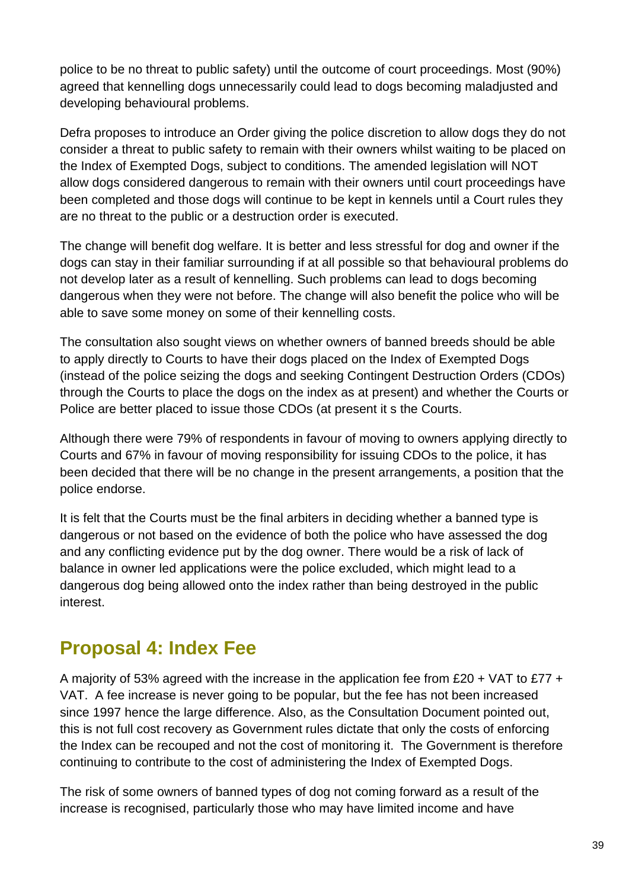police to be no threat to public safety) until the outcome of court proceedings. Most (90%) agreed that kennelling dogs unnecessarily could lead to dogs becoming maladjusted and developing behavioural problems.

Defra proposes to introduce an Order giving the police discretion to allow dogs they do not consider a threat to public safety to remain with their owners whilst waiting to be placed on the Index of Exempted Dogs, subject to conditions. The amended legislation will NOT allow dogs considered dangerous to remain with their owners until court proceedings have been completed and those dogs will continue to be kept in kennels until a Court rules they are no threat to the public or a destruction order is executed.

The change will benefit dog welfare. It is better and less stressful for dog and owner if the dogs can stay in their familiar surrounding if at all possible so that behavioural problems do not develop later as a result of kennelling. Such problems can lead to dogs becoming dangerous when they were not before. The change will also benefit the police who will be able to save some money on some of their kennelling costs.

The consultation also sought views on whether owners of banned breeds should be able to apply directly to Courts to have their dogs placed on the Index of Exempted Dogs (instead of the police seizing the dogs and seeking Contingent Destruction Orders (CDOs) through the Courts to place the dogs on the index as at present) and whether the Courts or Police are better placed to issue those CDOs (at present it s the Courts.

Although there were 79% of respondents in favour of moving to owners applying directly to Courts and 67% in favour of moving responsibility for issuing CDOs to the police, it has been decided that there will be no change in the present arrangements, a position that the police endorse.

It is felt that the Courts must be the final arbiters in deciding whether a banned type is dangerous or not based on the evidence of both the police who have assessed the dog and any conflicting evidence put by the dog owner. There would be a risk of lack of balance in owner led applications were the police excluded, which might lead to a dangerous dog being allowed onto the index rather than being destroyed in the public interest.

## Proposal 4: Index Fee

A majority of 53% agreed with the increase in the application fee from £20 + VAT to £77 + VAT. A fee increase is never going to be popular, but the fee has not been increased since 1997 hence the large difference. Also, as the Consultation Document pointed out, this is not full cost recovery as Government rules dictate that only the costs of enforcing the Index can be recouped and not the cost of monitoring it. The Government is therefore continuing to contribute to the cost of administering the Index of Exempted Dogs.

The risk of some owners of banned types of dog not coming forward as a result of the increase is recognised, particularly those who may have limited income and have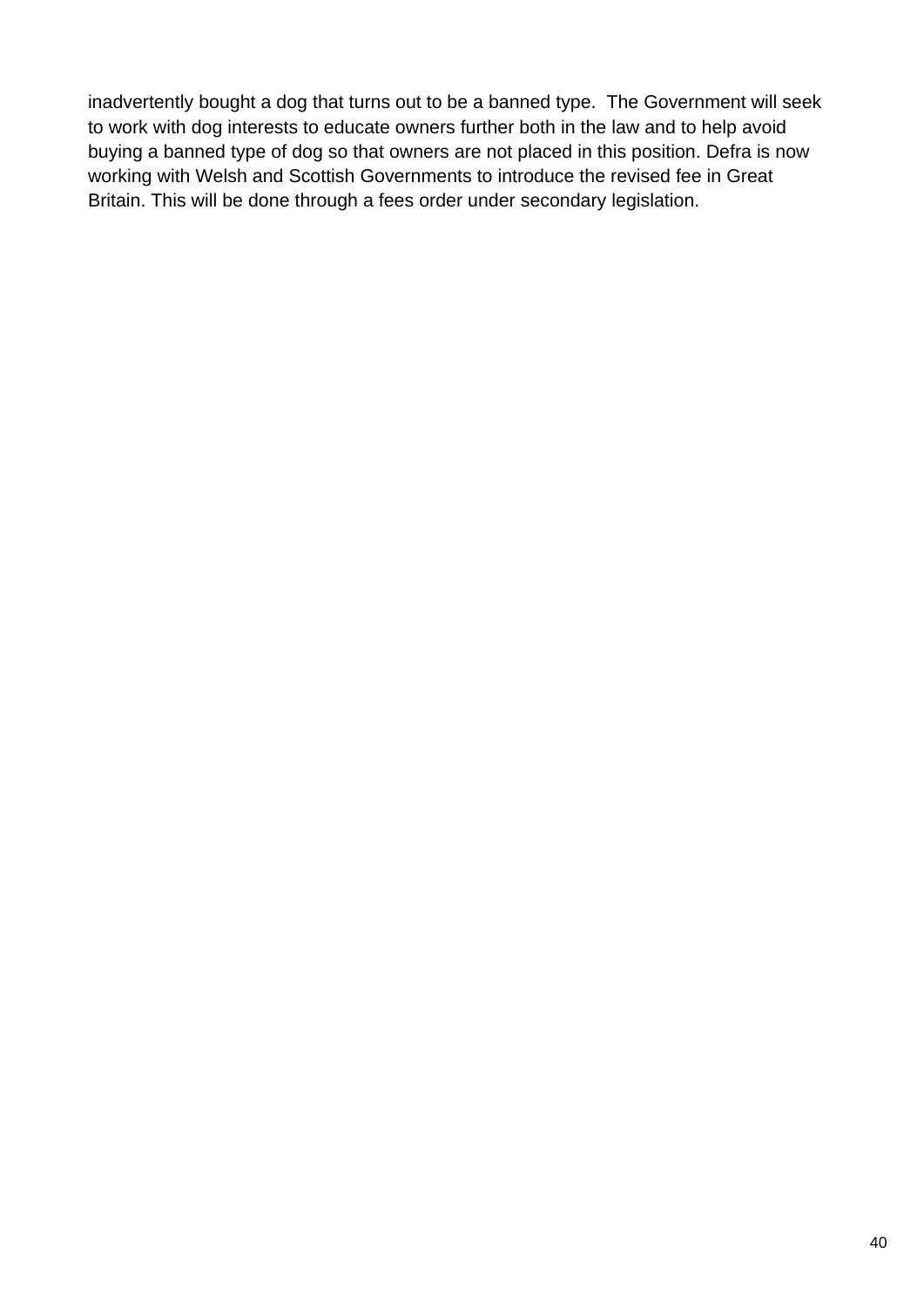inadvertently bought a dog that turns out to be a banned type. The Government will seek to work with dog interests to educate owners further both in the law and to help avoid buying a banned type of dog so that owners are not placed in this position. Defra is now working with Welsh and Scottish Governments to introduce the revised fee in Great Britain. This will be done through a fees order under secondary legislation.